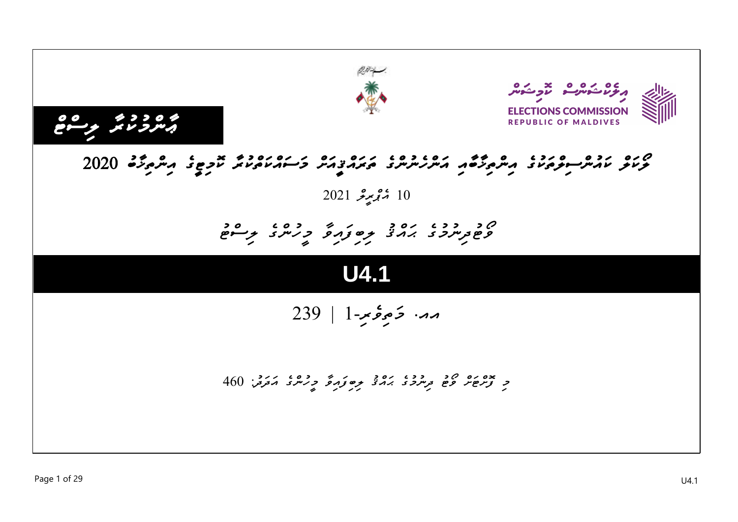އިލެކްޝަންސް ކޮމިޝަން

ELECTIONS COMMISSION
REPUBLIC OF MALDIVES

އަންނުވުނު ލިސްޓް

# ލޯކަލް ކައުންސިލްތަކުގެ އިންތިޚާބާއި އަންހެނުންގެ ތަރައްޤީއަށް މަސައްކަތްކުރާ ކޮމިޓީގެ އިންތިޚާބު 2020

10 އޮކްޓޯބަރު 2021

## ވޯޓުދިނުމުގެ ކަރުދާސް ލިބިފައިވާ މީހުންގެ ލިސްޓު

# U4.1

## ހއ. މަލިލެދި-1 | 239

މި ފޮނުވަން ވޯޓު ދިނުމުގެ ކަރުދާސް ލިބިފައިވާ މީހުންގެ އަދަދު: 460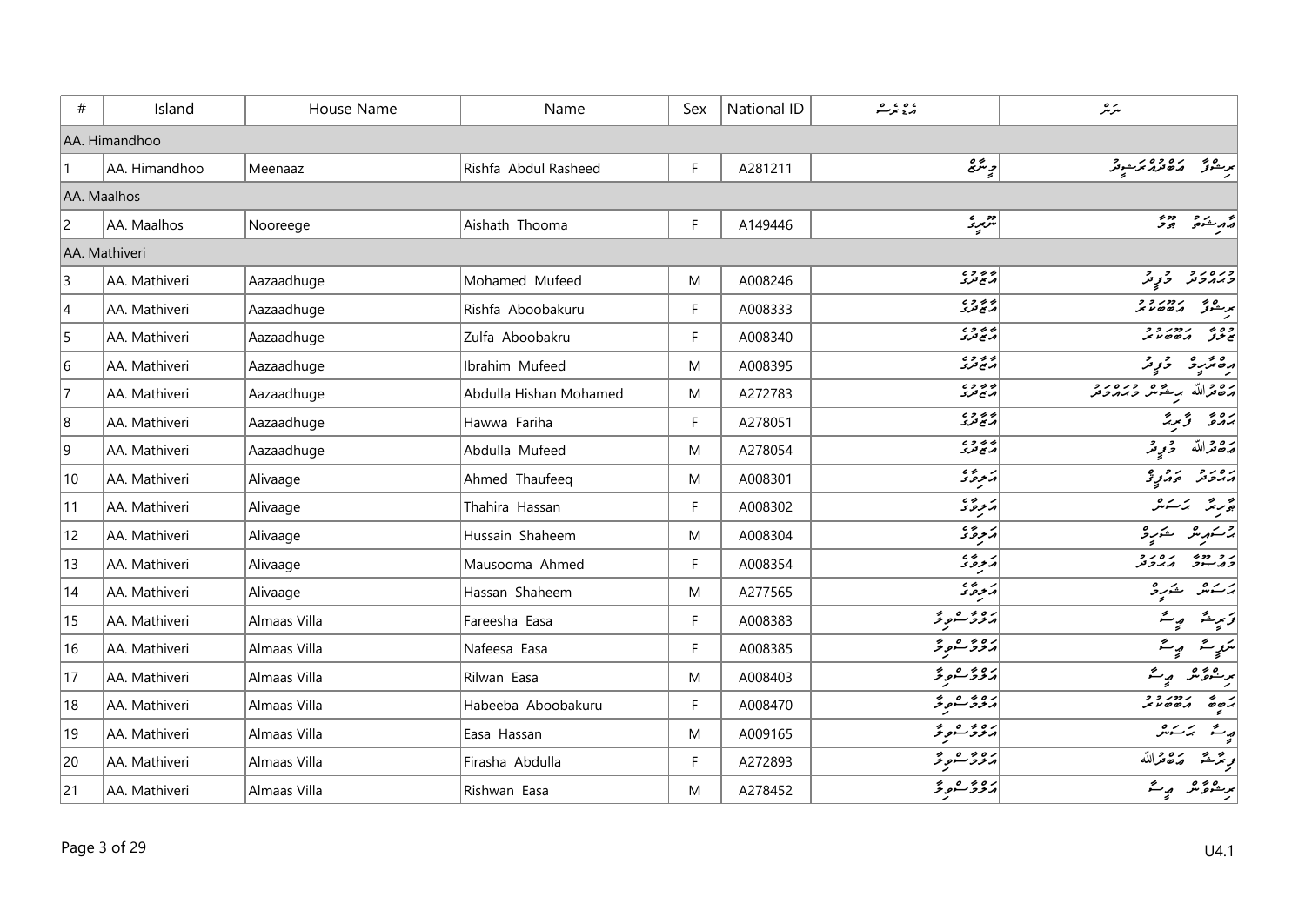| # | Island | House Name | Name | Sex | National ID | ދާއިރާ | ނަން |
|---|---|---|---|---|---|---|---|
| AA. Himandhoo | | | | | | | |
| 1 | AA. Himandhoo | Meenaaz | Rishfa Abdul Rasheed | F | A281211 | މީނާޒް | ރިޝްފާ ޢަބްދުލްރަޝީދު |
| AA. Maalhos | | | | | | | |
| 2 | AA. Maalhos | Nooreege | Aishath Thooma | F | A149446 | ނޫރީގެ | ޢާއިޝަތު ތޫމާ |
| AA. Mathiveri | | | | | | | |
| 3 | AA. Mathiveri | Aazaadhuge | Mohamed Mufeed | M | A008246 | އާޒާދުގެ | މުހައްމަދު މުފީދު |
| 4 | AA. Mathiveri | Aazaadhuge | Rishfa Aboobakuru | F | A008333 | އާޒާދުގެ | ރިޝްފާ އަބޫބަކުރު |
| 5 | AA. Mathiveri | Aazaadhuge | Zulfa Aboobakru | F | A008340 | އާޒާދުގެ | ޒުލްފާ އަބޫބަކުރު |
| 6 | AA. Mathiveri | Aazaadhuge | Ibrahim Mufeed | M | A008395 | އާޒާދުގެ | އިބްރާހިމް މުފީދު |
| 7 | AA. Mathiveri | Aazaadhuge | Abdulla Hishan Mohamed | M | A272783 | އާޒާދުގެ | އަބްދުﷲ ހިޝާން މުހައްމަދު |
| 8 | AA. Mathiveri | Aazaadhuge | Hawwa Fariha | F | A278051 | އާޒާދުގެ | ހައްވާ ފާރިހާ |
| 9 | AA. Mathiveri | Aazaadhuge | Abdulla Mufeed | M | A278054 | އާޒާދުގެ | އަބްދުﷲ މުފީދު |
| 10 | AA. Mathiveri | Alivaage | Ahmed Thaufeeq | M | A008301 | އަލިވާގެ | އަޙްމަދު ތައުފީގު |
| 11 | AA. Mathiveri | Alivaage | Thahira Hassan | F | A008302 | އަލިވާގެ | ތާހިރާ ހަސަން |
| 12 | AA. Mathiveri | Alivaage | Hussain Shaheem | M | A008304 | އަލިވާގެ | ހުސައިން ޝަހީމް |
| 13 | AA. Mathiveri | Alivaage | Mausooma Ahmed | F | A008354 | އަލިވާގެ | މައުސޫމާ އަޙްމަދު |
| 14 | AA. Mathiveri | Alivaage | Hassan Shaheem | M | A277565 | އަލިވާގެ | ހަސަން ޝަހީމް |
| 15 | AA. Mathiveri | Almaas Villa | Fareesha Easa | F | A008383 | އަލްމާސްވިލާ | ފަރީޝާ ޢީސާ |
| 16 | AA. Mathiveri | Almaas Villa | Nafeesa Easa | F | A008385 | އަލްމާސްވިލާ | ނަފީސާ ޢީސާ |
| 17 | AA. Mathiveri | Almaas Villa | Rilwan Easa | M | A008403 | އަލްމާސްވިލާ | ރިލްވާން ޢީސާ |
| 18 | AA. Mathiveri | Almaas Villa | Habeeba Aboobakuru | F | A008470 | އަލްމާސްވިލާ | ހަބީބާ އަބޫބަކުރު |
| 19 | AA. Mathiveri | Almaas Villa | Easa Hassan | M | A009165 | އަލްމާސްވިލާ | ޢީސާ ހަސަން |
| 20 | AA. Mathiveri | Almaas Villa | Firasha Abdulla | F | A272893 | އަލްމާސްވިލާ | ފިރާޝާ އަބްދުﷲ |
| 21 | AA. Mathiveri | Almaas Villa | Rishwan Easa | M | A278452 | އަލްމާސްވިލާ | ރިޝްވާން ޢީސާ |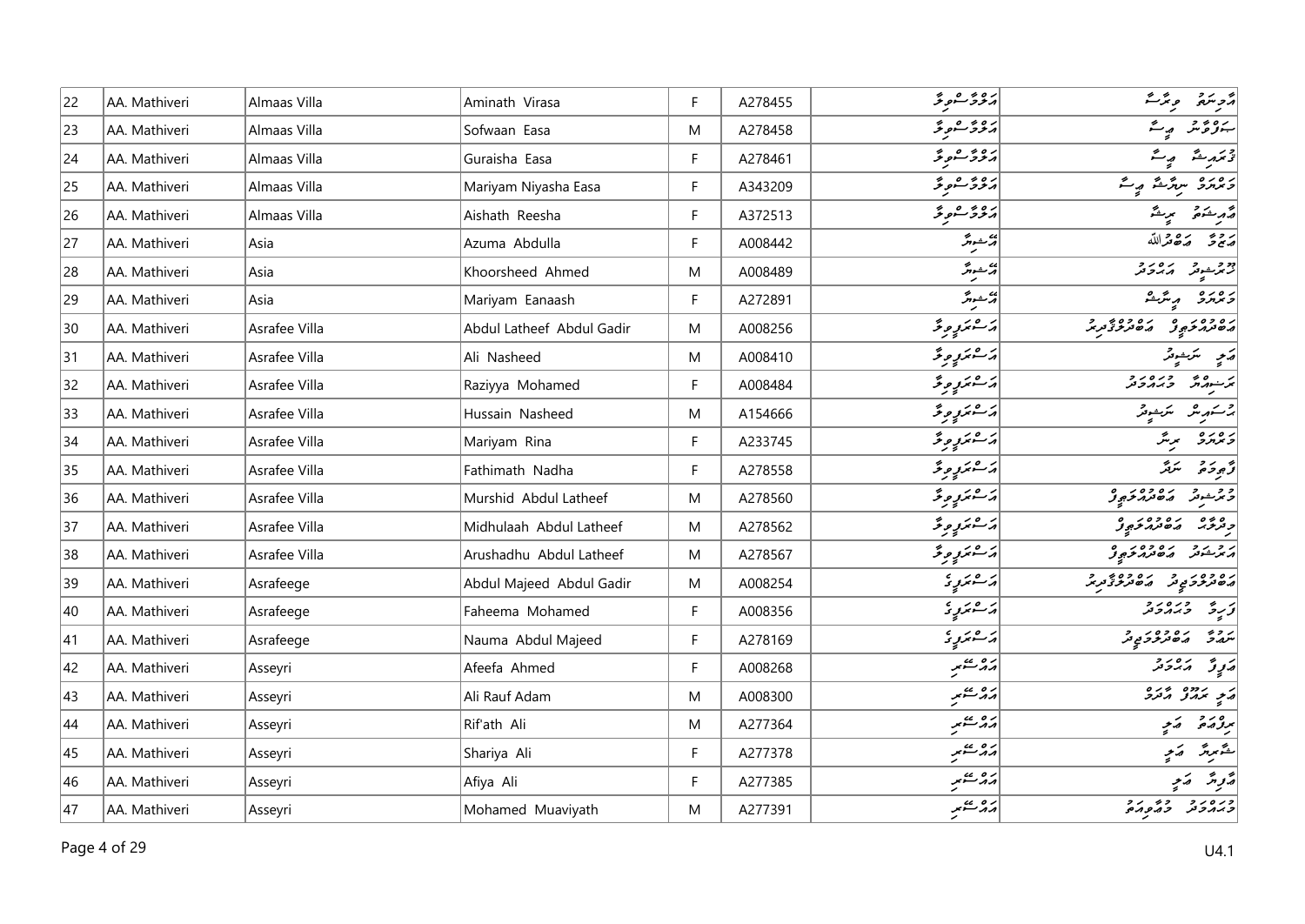| 22 | AA. Mathiveri | Almaas Villa | Aminath Virasa | F | A278455 | އަލްމާސްވިލާ | އާމިނަތު ވިރާސާ |
|---|---|---|---|---|---|---|---|
| 23 | AA. Mathiveri | Almaas Villa | Sofwaan Easa | M | A278458 | އަލްމާސްވިލާ | ސަފްވާން ޢީސާ |
| 24 | AA. Mathiveri | Almaas Villa | Guraisha Easa | F | A278461 | އަލްމާސްވިލާ | ގުރައިޝާ ޢީސާ |
| 25 | AA. Mathiveri | Almaas Villa | Mariyam Niyasha Easa | F | A343209 | އަލްމާސްވިލާ | މަރިޔަމް ނިޔާޝާ ޢީސާ |
| 26 | AA. Mathiveri | Almaas Villa | Aishath Reesha | F | A372513 | އަލްމާސްވިލާ | އާއިޝަތު ރީޝާ |
| 27 | AA. Mathiveri | Asia | Azuma Abdulla | F | A008442 | އޭޝިޔާ | އަޒުމާ އަބްދުﷲ |
| 28 | AA. Mathiveri | Asia | Khoorsheed Ahmed | M | A008489 | އޭޝިޔާ | ޚޫރުޝީދު އަޙްމަދު |
| 29 | AA. Mathiveri | Asia | Mariyam Eanaash | F | A272891 | އޭޝިޔާ | މަރިޔަމް ޢީނާޝް |
| 30 | AA. Mathiveri | Asrafee Villa | Abdul Latheef Abdul Gadir | M | A008256 | އަސްރަފީވިލާ | އަބްދުލްލަޠީފް އަބްދުލްޤާދިރު |
| 31 | AA. Mathiveri | Asrafee Villa | Ali Nasheed | M | A008410 | އަސްރަފީވިލާ | އަލި ނަޝީދު |
| 32 | AA. Mathiveri | Asrafee Villa | Raziyya Mohamed | F | A008484 | އަސްރަފީވިލާ | ރަޟިއްޔާ މުޙައްމަދު |
| 33 | AA. Mathiveri | Asrafee Villa | Hussain Nasheed | M | A154666 | އަސްރަފީވިލާ | ހުސައިން ނަޝީދު |
| 34 | AA. Mathiveri | Asrafee Villa | Mariyam Rina | F | A233745 | އަސްރަފީވިލާ | މަރިޔަމް ރިނާ |
| 35 | AA. Mathiveri | Asrafee Villa | Fathimath Nadha | F | A278558 | އަސްރަފީވިލާ | ފާތިމަތު ނަދާ |
| 36 | AA. Mathiveri | Asrafee Villa | Murshid Abdul Latheef | M | A278560 | އަސްރަފީވިލާ | މުރުޝިދު އަބްދުލްލަޠީފް |
| 37 | AA. Mathiveri | Asrafee Villa | Midhulaah Abdul Latheef | M | A278562 | އަސްރަފީވިލާ | މިދުލާހް އަބްދުލްލަޠީފް |
| 38 | AA. Mathiveri | Asrafee Villa | Arushadhu Abdul Latheef | M | A278567 | އަސްރަފީވިލާ | އަރުޝަދު އަބްދުލްލަޠީފް |
| 39 | AA. Mathiveri | Asrafeege | Abdul Majeed Abdul Gadir | M | A008254 | އަސްރަފީގެ | އަބްދުލްމަޖީދު އަބްދުލްޤާދިރު |
| 40 | AA. Mathiveri | Asrafeege | Faheema Mohamed | F | A008356 | އަސްރަފީގެ | ފަހީމާ މުޙައްމަދު |
| 41 | AA. Mathiveri | Asrafeege | Nauma Abdul Majeed | F | A278169 | އަސްރަފީގެ | ނައުމާ އަބްދުލްމަޖީދު |
| 42 | AA. Mathiveri | Asseyri | Afeefa Ahmed | F | A008268 | އައްސޭރި | އަފީފާ އަޙްމަދު |
| 43 | AA. Mathiveri | Asseyri | Ali Rauf Adam | M | A008300 | އައްސޭރި | އަލި ރައުފް އާދަމް |
| 44 | AA. Mathiveri | Asseyri | Rif'ath Ali | M | A277364 | އައްސޭރި | ރިފްއަތު އަލި |
| 45 | AA. Mathiveri | Asseyri | Shariya Ali | F | A277378 | އައްސޭރި | ޝާރިޔާ އަލި |
| 46 | AA. Mathiveri | Asseyri | Afiya Ali | F | A277385 | އައްސޭރި | އާފިޔާ އަލި |
| 47 | AA. Mathiveri | Asseyri | Mohamed Muaviyath | M | A277391 | އައްސޭރި | މުޙައްމަދު މުއާވިޔަތު |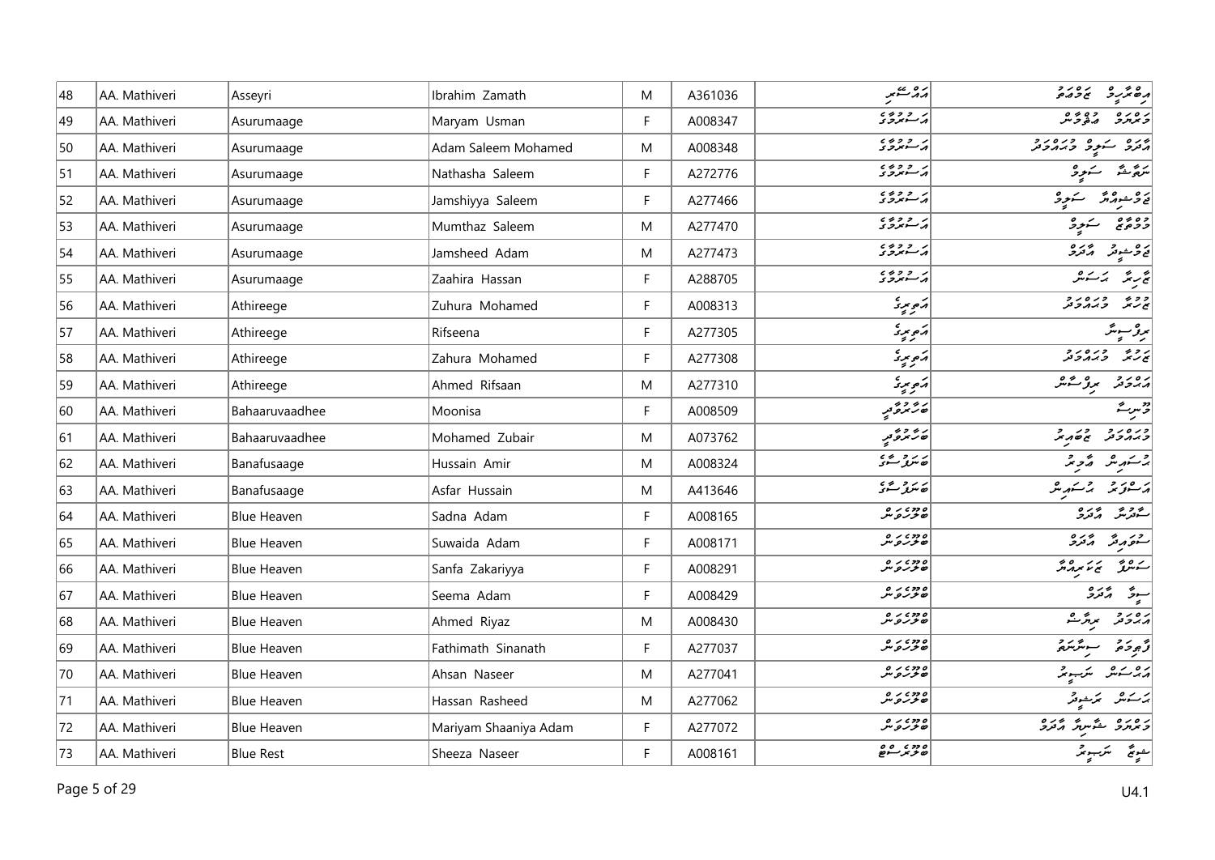| 48 | AA. Mathiveri | Asseyri | Ibrahim Zamath | M | A361036 | އައްސޭރި | އިބްރާހިމް ޒަމާތު |
|---|---|---|---|---|---|---|---|
| 49 | AA. Mathiveri | Asurumaage | Maryam Usman | F | A008347 | އަސުރުމާގެ | މަރްޔަމް އުތުމާން |
| 50 | AA. Mathiveri | Asurumaage | Adam Saleem Mohamed | M | A008348 | އަސުރުމާގެ | އާދަމް ސަލީމް މުޙައްމަދު |
| 51 | AA. Mathiveri | Asurumaage | Nathasha Saleem | F | A272776 | އަސުރުމާގެ | ނަތާޝާ ސަލީމް |
| 52 | AA. Mathiveri | Asurumaage | Jamshiyya Saleem | F | A277466 | އަސުރުމާގެ | ޖަމްޝިއްޔާ ސަލީމް |
| 53 | AA. Mathiveri | Asurumaage | Mumthaz Saleem | M | A277470 | އަސުރުމާގެ | މުމްތާޒް ސަލީމް |
| 54 | AA. Mathiveri | Asurumaage | Jamsheed Adam | M | A277473 | އަސުރުމާގެ | ޖަމްޝީދު އާދަމް |
| 55 | AA. Mathiveri | Asurumaage | Zaahira Hassan | F | A288705 | އަސުރުމާގެ | ޒާހިރާ ޙަސަން |
| 56 | AA. Mathiveri | Athireege | Zuhura Mohamed | F | A008313 | އަތިރީގެ | ޒުހުރާ މުޙައްމަދު |
| 57 | AA. Mathiveri | Athireege | Rifseena | F | A277305 | އަތިރީގެ | ރިފްސީނާ |
| 58 | AA. Mathiveri | Athireege | Zahura Mohamed | F | A277308 | އަތިރީގެ | ޒަހުރާ މުޙައްމަދު |
| 59 | AA. Mathiveri | Athireege | Ahmed Rifsaan | M | A277310 | އަތިރީގެ | އަޙްމަދު ރިފްސާން |
| 60 | AA. Mathiveri | Bahaaruvaadhee | Moonisa | F | A008509 | ބަހާރުވާދީ | މޫނިސާ |
| 61 | AA. Mathiveri | Bahaaruvaadhee | Mohamed Zubair | M | A073762 | ބަހާރުވާދީ | މުޙައްމަދު ޒުބައިރު |
| 62 | AA. Mathiveri | Banafusaage | Hussain Amir | M | A008324 | ބަނަފުސާގެ | ޙުސައިން އާމިރު |
| 63 | AA. Mathiveri | Banafusaage | Asfar Hussain | M | A413646 | ބަނަފުސާގެ | އަސްފަރު ޙުސައިން |
| 64 | AA. Mathiveri | Blue Heaven | Sadna Adam | F | A008165 | ބްލޫހެވަން | ސަދްނާ އާދަމް |
| 65 | AA. Mathiveri | Blue Heaven | Suwaida Adam | F | A008171 | ބްލޫހެވަން | ސުވައިދާ އާދަމް |
| 66 | AA. Mathiveri | Blue Heaven | Sanfa Zakariyya | F | A008291 | ބްލޫހެވަން | ސަންފާ ޒަކަރިއްޔާ |
| 67 | AA. Mathiveri | Blue Heaven | Seema Adam | F | A008429 | ބްލޫހެވަން | ސީމާ އާދަމް |
| 68 | AA. Mathiveri | Blue Heaven | Ahmed Riyaz | M | A008430 | ބްލޫހެވަން | އަޙްމަދު ރިޔާޒް |
| 69 | AA. Mathiveri | Blue Heaven | Fathimath Sinanath | F | A277037 | ބްލޫހެވަން | ފާތިމަތު ސިނާނަތު |
| 70 | AA. Mathiveri | Blue Heaven | Ahsan Naseer | M | A277041 | ބްލޫހެވަން | އަޙްސަން ނަސީރު |
| 71 | AA. Mathiveri | Blue Heaven | Hassan Rasheed | M | A277062 | ބްލޫހެވަން | ޙަސަން ރަޝީދު |
| 72 | AA. Mathiveri | Blue Heaven | Mariyam Shaaniya Adam | F | A277072 | ބްލޫހެވަން | މަރިޔަމް ޝާނިޔާ އާދަމް |
| 73 | AA. Mathiveri | Blue Rest | Sheeza Naseer | F | A008161 | ބްލޫރެސްޓް | ޝީޒާ ނަސީރު |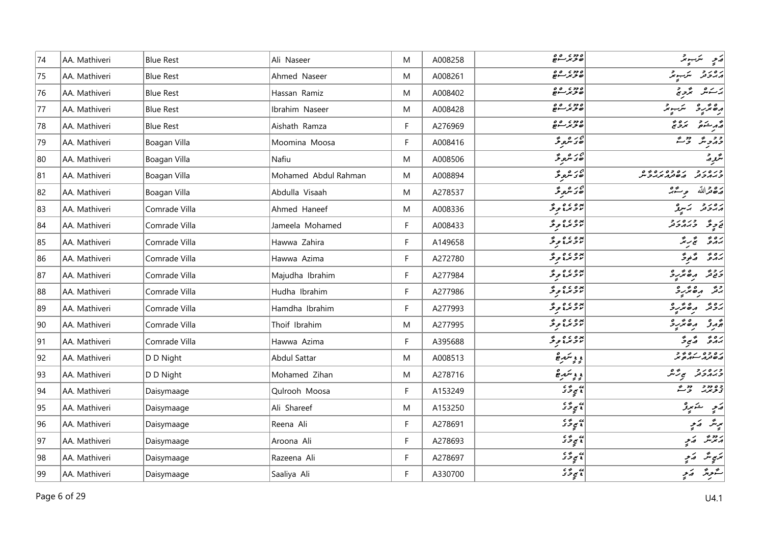| 74 | AA. Mathiveri | Blue Rest | Ali Naseer | M | A008258 | ބްލޫރެސްޓް | އަލި ނަސީރު |
|---|---|---|---|---|---|---|---|
| 75 | AA. Mathiveri | Blue Rest | Ahmed Naseer | M | A008261 | ބްލޫރެސްޓް | އަހުމަދު ނަސީރު |
| 76 | AA. Mathiveri | Blue Rest | Hassan Ramiz | M | A008402 | ބްލޫރެސްޓް | ހަސަން ރާމިޒް |
| 77 | AA. Mathiveri | Blue Rest | Ibrahim Naseer | M | A008428 | ބްލޫރެސްޓް | އިބްރާހީމް ނަސީރު |
| 78 | AA. Mathiveri | Blue Rest | Aishath Ramza | F | A276969 | ބްލޫރެސްޓް | އައިށަތު ރަމްޒާ |
| 79 | AA. Mathiveri | Boagan Villa | Moomina Moosa | F | A008416 | ބޯގަންވިލާ | މޫމިނާ މޫސާ |
| 80 | AA. Mathiveri | Boagan Villa | Nafiu | M | A008506 | ބޯގަންވިލާ | ނާފިއު |
| 81 | AA. Mathiveri | Boagan Villa | Mohamed Abdul Rahman | M | A008894 | ބޯގަންވިލާ | މުހައްމަދު އަބްދުއްރަޙްމާން |
| 82 | AA. Mathiveri | Boagan Villa | Abdulla Visaah | M | A278537 | ބޯގަންވިލާ | އަބްދުﷲ ވިސާހް |
| 83 | AA. Mathiveri | Comrade Villa | Ahmed Haneef | M | A008336 | ކޮމްރެޑްވިލާ | އަހުމަދު ހަނީފު |
| 84 | AA. Mathiveri | Comrade Villa | Jameela Mohamed | F | A008433 | ކޮމްރެޑްވިލާ | ޖަމީލާ މުހައްމަދު |
| 85 | AA. Mathiveri | Comrade Villa | Hawwa Zahira | F | A149658 | ކޮމްރެޑްވިލާ | ހައްވާ ޒާހިރާ |
| 86 | AA. Mathiveri | Comrade Villa | Hawwa Azima | F | A272780 | ކޮމްރެޑްވިލާ | ހައްވާ އާޒިމާ |
| 87 | AA. Mathiveri | Comrade Villa | Majudha Ibrahim | F | A277984 | ކޮމްރެޑްވިލާ | މަޖުދާ އިބްރާހީމް |
| 88 | AA. Mathiveri | Comrade Villa | Hudha Ibrahim | F | A277986 | ކޮމްރެޑްވިލާ | ހުދާ އިބްރާހީމް |
| 89 | AA. Mathiveri | Comrade Villa | Hamdha Ibrahim | F | A277993 | ކޮމްރެޑްވިލާ | ހަމްދާ އިބްރާހީމް |
| 90 | AA. Mathiveri | Comrade Villa | Thoif Ibrahim | M | A277995 | ކޮމްރެޑްވިލާ | ޠާއިފު އިބްރާހީމް |
| 91 | AA. Mathiveri | Comrade Villa | Hawwa Azima | F | A395688 | ކޮމްރެޑްވިލާ | ހައްވާ އާޒިމާ |
| 92 | AA. Mathiveri | D D Night | Abdul Sattar | M | A008513 | ޑީޑީނައިޓް | އަބްދުއްސައްތާރު |
| 93 | AA. Mathiveri | D D Night | Mohamed Zihan | M | A278716 | ޑީޑީނައިޓް | މުހައްމަދު ޒިހާން |
| 94 | AA. Mathiveri | Daisymaage | Qulrooh Moosa | F | A153249 | ޑޭޒީމާގެ | ޤުލްރޫހު މޫސާ |
| 95 | AA. Mathiveri | Daisymaage | Ali Shareef | M | A153250 | ޑޭޒީމާގެ | އަލި ޝަރީފު |
| 96 | AA. Mathiveri | Daisymaage | Reena Ali | F | A278691 | ޑޭޒީމާގެ | ރީނާ އަލި |
| 97 | AA. Mathiveri | Daisymaage | Aroona Ali | F | A278693 | ޑޭޒީމާގެ | އަރޫނާ އަލި |
| 98 | AA. Mathiveri | Daisymaage | Razeena Ali | F | A278697 | ޑޭޒީމާގެ | ރަޒީނާ އަލި |
| 99 | AA. Mathiveri | Daisymaage | Saaliya Ali | F | A330700 | ޑޭޒީމާގެ | ސާލިޔާ އަލި |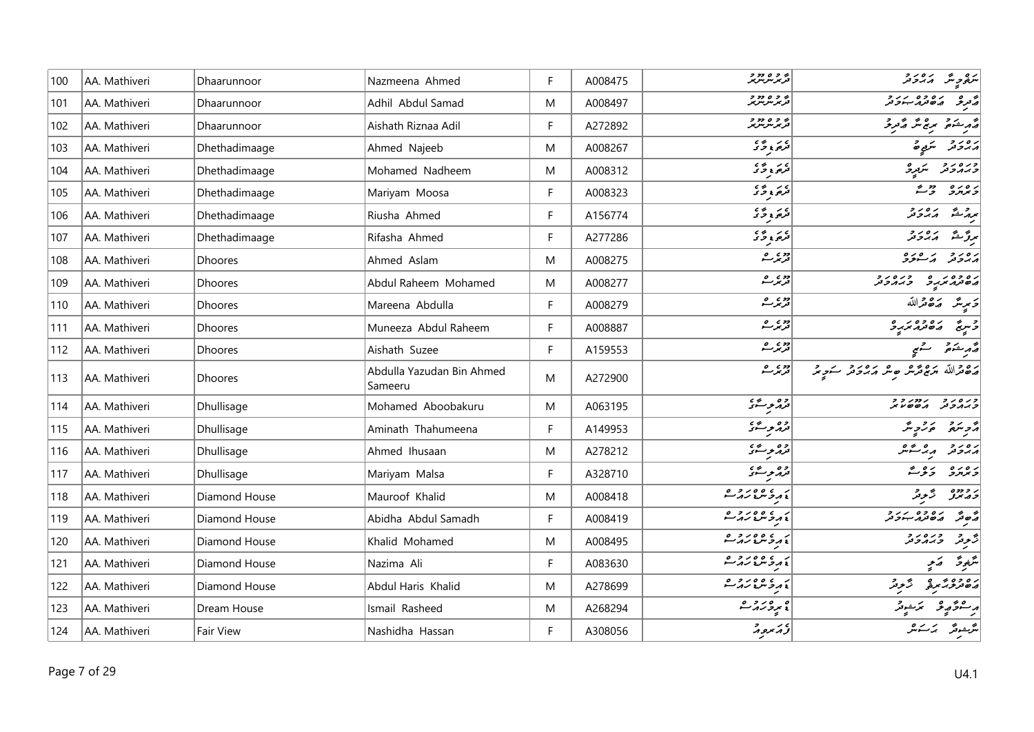| 100 | AA. Mathiveri | Dhaarunnoor | Nazmeena Ahmed | F | A008475 | ދާރުންނޫރު | ނަޒްމީނާ އަޙްމަދު |
|---|---|---|---|---|---|---|---|
| 101 | AA. Mathiveri | Dhaarunnoor | Adhil Abdul Samad | M | A008497 | ދާރުންނޫރު | އާދިލް އަބްދުލްސަމަދު |
| 102 | AA. Mathiveri | Dhaarunnoor | Aishath Riznaa Adil | F | A272892 | ދާރުންނޫރު | އާއިޝަތު ރިޒްނާ އާދިލް |
| 103 | AA. Mathiveri | Dhethadimaage | Ahmed Najeeb | M | A008267 | ދެތަޑިމާގެ | އަޙްމަދު ނަޖީބު |
| 104 | AA. Mathiveri | Dhethadimaage | Mohamed Nadheem | M | A008312 | ދެތަޑިމާގެ | މުޙައްމަދު ނަދީމް |
| 105 | AA. Mathiveri | Dhethadimaage | Mariyam Moosa | F | A008323 | ދެތަޑިމާގެ | މަރިޔަމް މޫސާ |
| 106 | AA. Mathiveri | Dhethadimaage | Riusha Ahmed | F | A156774 | ދެތަޑިމާގެ | ރިއުޝާ އަޙްމަދު |
| 107 | AA. Mathiveri | Dhethadimaage | Rifasha Ahmed | F | A277286 | ދެތަޑިމާގެ | ރިފާޝާ އަޙްމަދު |
| 108 | AA. Mathiveri | Dhoores | Ahmed Aslam | M | A008275 | ދޫރެސް | އަޙްމަދު އަސްލަމް |
| 109 | AA. Mathiveri | Dhoores | Abdul Raheem Mohamed | M | A008277 | ދޫރެސް | އަބްދުއްރަޙީމް މުޙައްމަދު |
| 110 | AA. Mathiveri | Dhoores | Mareena Abdulla | F | A008279 | ދޫރެސް | މަރީނާ އަބްދުﷲ |
| 111 | AA. Mathiveri | Dhoores | Muneeza Abdul Raheem | F | A008887 | ދޫރެސް | މުނީޒާ އަބްދުއްރަޙީމް |
| 112 | AA. Mathiveri | Dhoores | Aishath Suzee | F | A159553 | ދޫރެސް | އާއިޝަތު ސުޒީ |
| 113 | AA. Mathiveri | Dhoores | Abdulla Yazudan Bin Ahmed Sameeru | M | A272900 | ދޫރެސް | އަބްދުﷲ ޔަޒުދާން ބިން އަޙްމަދު ސަމީރު |
| 114 | AA. Mathiveri | Dhullisage | Mohamed Aboobakuru | M | A063195 | ދުއްލިސާގެ | މުޙައްމަދު އަބޫބަކުރު |
| 115 | AA. Mathiveri | Dhullisage | Aminath Thahumeena | F | A149953 | ދުއްލިސާގެ | އާމިނަތު ތަހުމީނާ |
| 116 | AA. Mathiveri | Dhullisage | Ahmed Ihusaan | M | A278212 | ދުއްލިސާގެ | އަޙްމަދު އިހުސާން |
| 117 | AA. Mathiveri | Dhullisage | Mariyam Malsa | F | A328710 | ދުއްލިސާގެ | މަރިޔަމް މަލްސާ |
| 118 | AA. Mathiveri | Diamond House | Mauroof Khalid | M | A008418 | ޑައިމަންޑްހައުސް | މައުރޫފް ޚާލިދު |
| 119 | AA. Mathiveri | Diamond House | Abidha Abdul Samadh | F | A008419 | ޑައިމަންޑްހައުސް | އާބިދާ އަބްދުލްސަމަދު |
| 120 | AA. Mathiveri | Diamond House | Khalid Mohamed | M | A008495 | ޑައިމަންޑްހައުސް | ޚާލިދު މުޙައްމަދު |
| 121 | AA. Mathiveri | Diamond House | Nazima Ali | F | A083630 | ޑައިމަންޑްހައުސް | ނާޒިމާ އަލި |
| 122 | AA. Mathiveri | Diamond House | Abdul Haris Khalid | M | A278699 | ޑައިމަންޑްހައުސް | އަބްދުލްހާރިސް ޚާލިދު |
| 123 | AA. Mathiveri | Dream House | Ismail Rasheed | M | A268294 | ޑްރީމްހައުސް | އިސްމާއީލް ރަޝީދު |
| 124 | AA. Mathiveri | Fair View | Nashidha Hassan | F | A308056 | ފެއަރވިއު | ނާޝިދާ ހަސަން |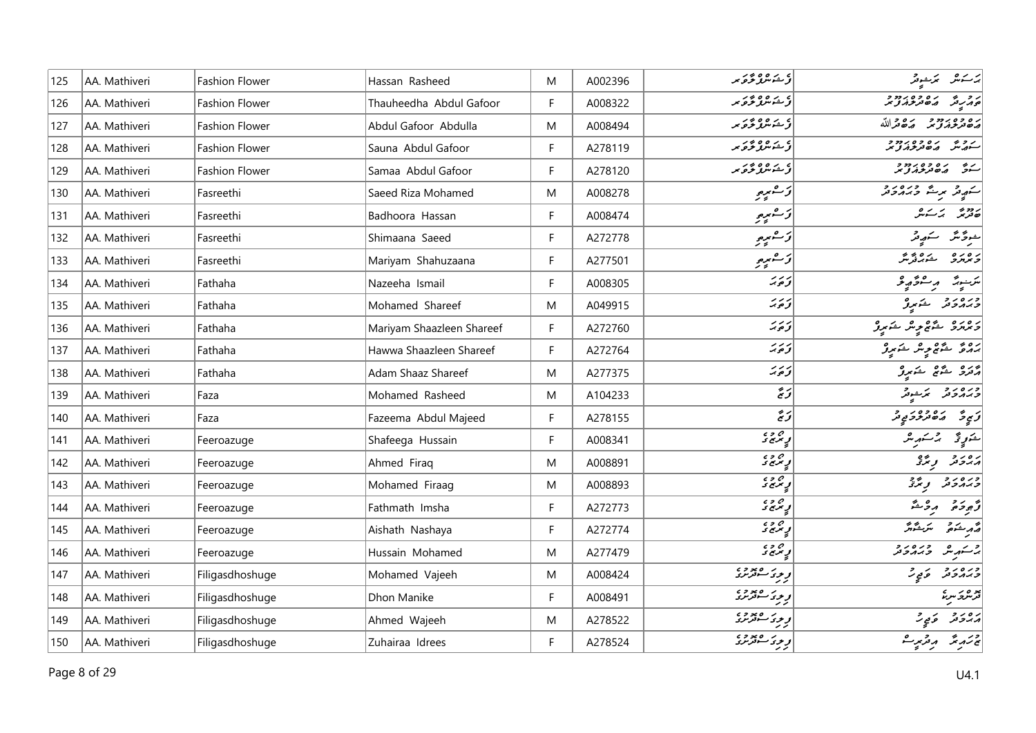| 125 | AA. Mathiveri | Fashion Flower | Hassan Rasheed | M | A002396 | ފެޝަންފްލަވަރ | ހަސަން ރަޝީދު |
|---|---|---|---|---|---|---|---|
| 126 | AA. Mathiveri | Fashion Flower | Thauheedha Abdul Gafoor | F | A008322 | ފެޝަންފްލަވަރ | ތައުހީދާ އަބްދުލްޣަފޫރު |
| 127 | AA. Mathiveri | Fashion Flower | Abdul Gafoor Abdulla | M | A008494 | ފެޝަންފްލަވަރ | އަބްދުލްޣަފޫރު އަބްދުﷲ |
| 128 | AA. Mathiveri | Fashion Flower | Sauna Abdul Gafoor | F | A278119 | ފެޝަންފްލަވަރ | ސައުނާ އަބްދުލްޣަފޫރު |
| 129 | AA. Mathiveri | Fashion Flower | Samaa Abdul Gafoor | F | A278120 | ފެޝަންފްލަވަރ | ސަމާ އަބްދުލްޣަފޫރު |
| 130 | AA. Mathiveri | Fasreethi | Saeed Riza Mohamed | M | A008278 | ފަސްރީތި | ސަޢީދު ރިޟާ މުޙައްމަދު |
| 131 | AA. Mathiveri | Fasreethi | Badhoora Hassan | F | A008474 | ފަސްރީތި | ބަދޫރާ ހަސަން |
| 132 | AA. Mathiveri | Fasreethi | Shimaana Saeed | F | A272778 | ފަސްރީތި | ޝިމާނާ ސަޢީދު |
| 133 | AA. Mathiveri | Fasreethi | Mariyam Shahuzaana | F | A277501 | ފަސްރީތި | މަރިޔަމް ޝަހުޒާނާ |
| 134 | AA. Mathiveri | Fathaha | Nazeeha Ismail | F | A008305 | ފަތަހަ | ނަޒީހާ އިސްމާޢީލް |
| 135 | AA. Mathiveri | Fathaha | Mohamed Shareef | M | A049915 | ފަތަހަ | މުޙައްމަދު ޝަރީފް |
| 136 | AA. Mathiveri | Fathaha | Mariyam Shaazleen Shareef | F | A272760 | ފަތަހަ | މަރިޔަމް ޝާޒްލީން ޝަރީފް |
| 137 | AA. Mathiveri | Fathaha | Hawwa Shaazleen Shareef | F | A272764 | ފަތަހަ | ޙައްވާ ޝާޒްލީން ޝަރީފް |
| 138 | AA. Mathiveri | Fathaha | Adam Shaaz Shareef | M | A277375 | ފަތަހަ | އާދަމް ޝާޒް ޝަރީފް |
| 139 | AA. Mathiveri | Faza | Mohamed Rasheed | M | A104233 | ފަޒާ | މުޙައްމަދު ރަޝީދު |
| 140 | AA. Mathiveri | Faza | Fazeema Abdul Majeed | F | A278155 | ފަޒާ | ފަޒީމާ އަބްދުލްމަޖީދު |
| 141 | AA. Mathiveri | Feeroazuge | Shafeega Hussain | F | A008341 | ފީރޯޒުގެ | ޝަފީގާ ހުސައިން |
| 142 | AA. Mathiveri | Feeroazuge | Ahmed Firaq | M | A008891 | ފީރޯޒުގެ | އަޙްމަދު ފިރާގް |
| 143 | AA. Mathiveri | Feeroazuge | Mohamed Firaag | M | A008893 | ފީރޯޒުގެ | މުޙައްމަދު ފިރާގް |
| 144 | AA. Mathiveri | Feeroazuge | Fathmath Imsha | F | A272773 | ފީރޯޒުގެ | ފާތިމަތު އިމްޝާ |
| 145 | AA. Mathiveri | Feeroazuge | Aishath Nashaya | F | A272774 | ފީރޯޒުގެ | ޢާއިޝަތު ނަޝާޔާ |
| 146 | AA. Mathiveri | Feeroazuge | Hussain Mohamed | M | A277479 | ފީރޯޒުގެ | ހުސައިން މުޙައްމަދު |
| 147 | AA. Mathiveri | Filigasdhoshuge | Mohamed Vajeeh | M | A008424 | ފިލިގަސްދޮށުގެ | މުޙައްމަދު ވަޖީހު |
| 148 | AA. Mathiveri | Filigasdhoshuge | Dhon Manike | F | A008491 | ފިލިގަސްދޮށުގެ | ދޮންމަނިކެ |
| 149 | AA. Mathiveri | Filigasdhoshuge | Ahmed Wajeeh | M | A278522 | ފިލިގަސްދޮށުގެ | އަޙްމަދު ވަޖީހު |
| 150 | AA. Mathiveri | Filigasdhoshuge | Zuhairaa Idrees | F | A278524 | ފިލިގަސްދޮށުގެ | ޒުހައިރާ އިދްރީސް |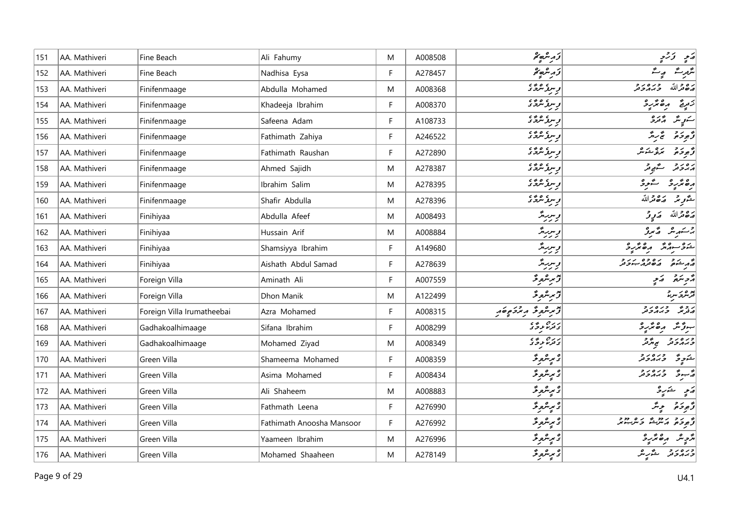| 151 | AA. Mathiveri | Fine Beach | Ali Fahumy | M | A008508 | ފައިންބީޗް | އަލީ ފަހުމީ |
|---|---|---|---|---|---|---|---|
| 152 | AA. Mathiveri | Fine Beach | Nadhisa Eysa | F | A278457 | ފައިންބީޗް | ނާދިސާ ޢީސާ |
| 153 | AA. Mathiveri | Finifenmaage | Abdulla Mohamed | M | A008368 | ފިނިފެންމާގެ | އަބްދުއްﷲ މުޙައްމަދު |
| 154 | AA. Mathiveri | Finifenmaage | Khadeeja Ibrahim | F | A008370 | ފިނިފެންމާގެ | ޚަދީޖާ އިބްރާހީމް |
| 155 | AA. Mathiveri | Finifenmaage | Safeena Adam | F | A108733 | ފިނިފެންމާގެ | ސަފީނާ އާދަމް |
| 156 | AA. Mathiveri | Finifenmaage | Fathimath Zahiya | F | A246522 | ފިނިފެންމާގެ | ފާތިމަތު ޒާހިޔާ |
| 157 | AA. Mathiveri | Finifenmaage | Fathimath Raushan | F | A272890 | ފިނިފެންމާގެ | ފާތިމަތު ރައުޝަން |
| 158 | AA. Mathiveri | Finifenmaage | Ahmed Sajidh | M | A278387 | ފިނިފެންމާގެ | އަޙްމަދު ސާޖިދު |
| 159 | AA. Mathiveri | Finifenmaage | Ibrahim Salim | M | A278395 | ފިނިފެންމާގެ | އިބްރާހީމް ސާލިމް |
| 160 | AA. Mathiveri | Finifenmaage | Shafir Abdulla | M | A278396 | ފިނިފެންމާގެ | ޝާފިރު އަބްދުއްﷲ |
| 161 | AA. Mathiveri | Finihiyaa | Abdulla Afeef | M | A008493 | ފިނިހިޔާ | އަބްދުއްﷲ އަފީފު |
| 162 | AA. Mathiveri | Finihiyaa | Hussain Arif | M | A008884 | ފިނިހިޔާ | ހުސައިން އާރިފު |
| 163 | AA. Mathiveri | Finihiyaa | Shamsiyya Ibrahim | F | A149680 | ފިނިހިޔާ | ޝަމްސިއްޔާ އިބްރާހީމް |
| 164 | AA. Mathiveri | Finihiyaa | Aishath Abdul Samad | F | A278639 | ފިނިހިޔާ | އާއިޝަތު އަބްދުއްސަމަދު |
| 165 | AA. Mathiveri | Foreign Villa | Aminath Ali | F | A007559 | ފޮރިންވިލާ | އާމިނަތު އަލީ |
| 166 | AA. Mathiveri | Foreign Villa | Dhon Manik | M | A122499 | ފޮރިންވިލާ | ދޮންމަނިކު |
| 167 | AA. Mathiveri | Foreign Villa Irumatheebai | Azra Mohamed | F | A008315 | ފޮރިންވިލާ އިރުމަތީބައި | އަޒްރާ މުޙައްމަދު |
| 168 | AA. Mathiveri | Gadhakoalhimaage | Sifana Ibrahim | F | A008299 | ގަދަކޮޅިމާގެ | ސިފާނާ އިބްރާހީމް |
| 169 | AA. Mathiveri | Gadhakoalhimaage | Mohamed Ziyad | M | A008349 | ގަދަކޮޅިމާގެ | މުޙައްމަދު ޒިޔާދު |
| 170 | AA. Mathiveri | Green Villa | Shameema Mohamed | F | A008359 | ގްރީންވިލާ | ޝަމީމާ މުޙައްމަދު |
| 171 | AA. Mathiveri | Green Villa | Asima Mohamed | F | A008434 | ގްރީންވިލާ | އާސިމާ މުޙައްމަދު |
| 172 | AA. Mathiveri | Green Villa | Ali Shaheem | M | A008883 | ގްރީންވިލާ | އަލީ ޝަހީމް |
| 173 | AA. Mathiveri | Green Villa | Fathmath Leena | F | A276990 | ގްރީންވިލާ | ފާތިމަތު ލީނާ |
| 174 | AA. Mathiveri | Green Villa | Fathimath Anoosha Mansoor | F | A276992 | ގްރީންވިލާ | ފާތިމަތު އަނޫޝާ މަންސޫރު |
| 175 | AA. Mathiveri | Green Villa | Yaameen Ibrahim | M | A276996 | ގްރީންވިލާ | ޔާމީން އިބްރާހީމް |
| 176 | AA. Mathiveri | Green Villa | Mohamed Shaaheen | M | A278149 | ގްރީންވިލާ | މުޙައްމަދު ޝާހީން |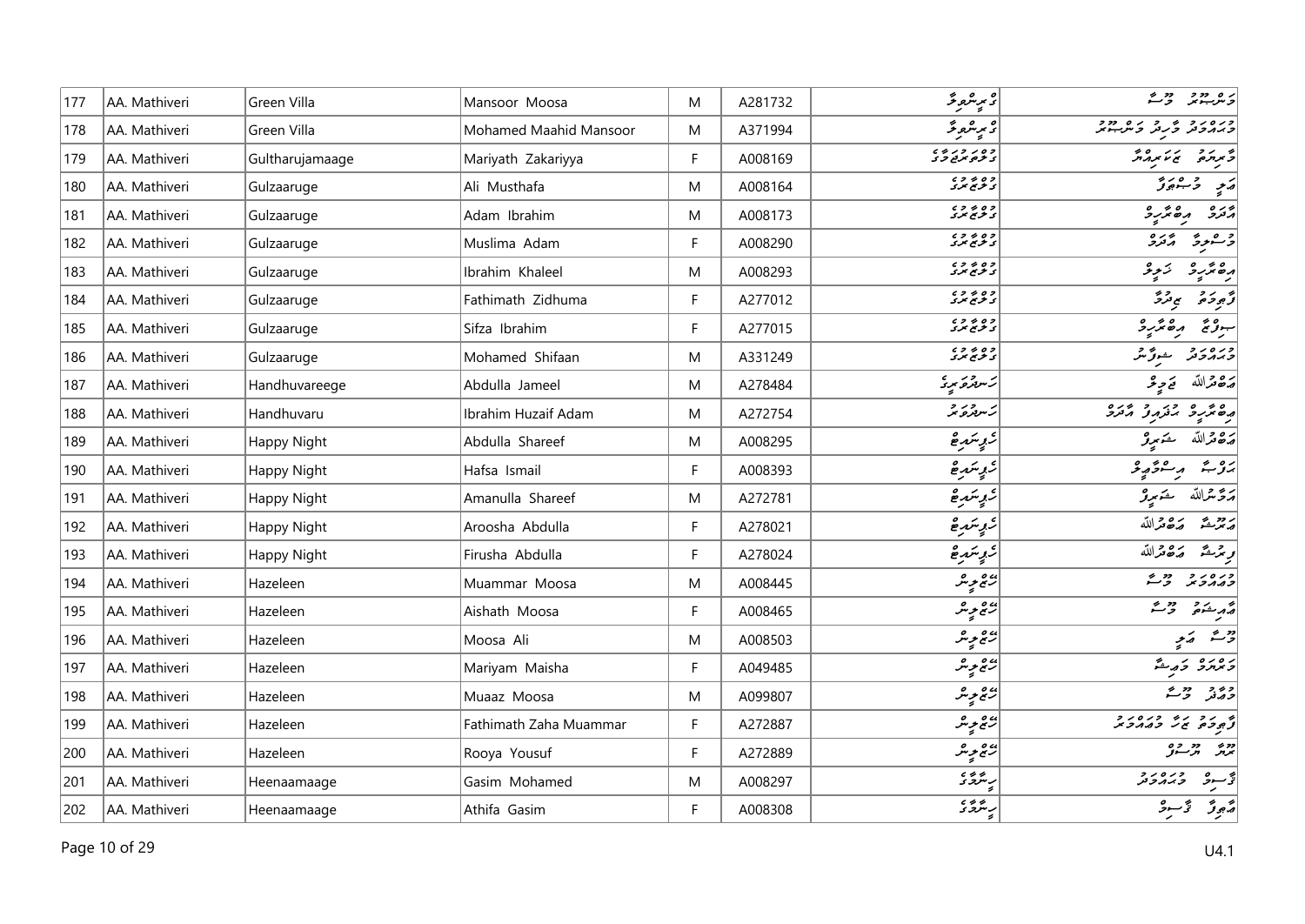| 177 | AA. Mathiveri | Green Villa | Mansoor Moosa | M | A281732 | ގްރީންވިލާ | މަންސޫރު މޫސާ |
|---|---|---|---|---|---|---|---|
| 178 | AA. Mathiveri | Green Villa | Mohamed Maahid Mansoor | M | A371994 | ގްރީންވިލާ | މުހައްމަދު މާހިދު މަންސޫރު |
| 179 | AA. Mathiveri | Gultharujamaage | Mariyath Zakariyya | F | A008169 | ގުލްތަރުޖަމާގެ | މާރިޔަތު ޒަކަރިއްޔާ |
| 180 | AA. Mathiveri | Gulzaaruge | Ali Musthafa | M | A008164 | ގުލްޒާރުގެ | އަލި މުސްތަފާ |
| 181 | AA. Mathiveri | Gulzaaruge | Adam Ibrahim | M | A008173 | ގުލްޒާރުގެ | އާދަމް އިބްރާހިމް |
| 182 | AA. Mathiveri | Gulzaaruge | Muslima Adam | F | A008290 | ގުލްޒާރުގެ | މުސްލިމާ އާދަމް |
| 183 | AA. Mathiveri | Gulzaaruge | Ibrahim Khaleel | M | A008293 | ގުލްޒާރުގެ | އިބްރާހިމް ޚަލީލް |
| 184 | AA. Mathiveri | Gulzaaruge | Fathimath Zidhuma | F | A277012 | ގުލްޒާރުގެ | ފާތިމަތު ޒިދުމާ |
| 185 | AA. Mathiveri | Gulzaaruge | Sifza Ibrahim | F | A277015 | ގުލްޒާރުގެ | ސިފްޒާ އިބްރާހިމް |
| 186 | AA. Mathiveri | Gulzaaruge | Mohamed Shifaan | M | A331249 | ގުލްޒާރުގެ | މުހައްމަދު ޝިފާން |
| 187 | AA. Mathiveri | Handhuvareege | Abdulla Jameel | M | A278484 | ހަނދުވަރީގެ | އަބްދުﷲ ޖަމީލް |
| 188 | AA. Mathiveri | Handhuvaru | Ibrahim Huzaif Adam | M | A272754 | ހަނދުވަރު | އިބްރާހިމް ހުޒައިފު އާދަމް |
| 189 | AA. Mathiveri | Happy Night | Abdulla Shareef | M | A008295 | ހެޕީނައިޓް | އަބްދުﷲ ޝަރީފް |
| 190 | AA. Mathiveri | Happy Night | Hafsa Ismail | F | A008393 | ހެޕީނައިޓް | ހަފްސާ އިސްމާޢީލް |
| 191 | AA. Mathiveri | Happy Night | Amanulla Shareef | M | A272781 | ހެޕީނައިޓް | އަމާނުﷲ ޝަރީފް |
| 192 | AA. Mathiveri | Happy Night | Aroosha Abdulla | F | A278021 | ހެޕީނައިޓް | އަރޫޝާ އަބްދުﷲ |
| 193 | AA. Mathiveri | Happy Night | Firusha Abdulla | F | A278024 | ހެޕީނައިޓް | ފިރުޝާ އަބްދުﷲ |
| 194 | AA. Mathiveri | Hazeleen | Muammar Moosa | M | A008445 | ހޭޒަލީން | މުޢައްމަރު މޫސާ |
| 195 | AA. Mathiveri | Hazeleen | Aishath Moosa | F | A008465 | ހޭޒަލީން | އާއިޝަތު މޫސާ |
| 196 | AA. Mathiveri | Hazeleen | Moosa Ali | M | A008503 | ހޭޒަލީން | މޫސާ އަލި |
| 197 | AA. Mathiveri | Hazeleen | Mariyam Maisha | F | A049485 | ހޭޒަލީން | މަރިޔަމް މައިޝާ |
| 198 | AA. Mathiveri | Hazeleen | Muaaz Moosa | M | A099807 | ހޭޒަލީން | މުޢާޛު މޫސާ |
| 199 | AA. Mathiveri | Hazeleen | Fathimath Zaha Muammar | F | A272887 | ހޭޒަލީން | ފާތިމަތު ޒަހާ މުޢައްމަރު |
| 200 | AA. Mathiveri | Hazeleen | Rooya Yousuf | F | A272889 | ހޭޒަލީން | ރޫޔާ ޔޫސުފް |
| 201 | AA. Mathiveri | Heenaamaage | Gasim Mohamed | M | A008297 | ހީނާމާގެ | ގާސިމް މުހައްމަދު |
| 202 | AA. Mathiveri | Heenaamaage | Athifa Gasim | F | A008308 | ހީނާމާގެ | އާތިފާ ގާސިމް |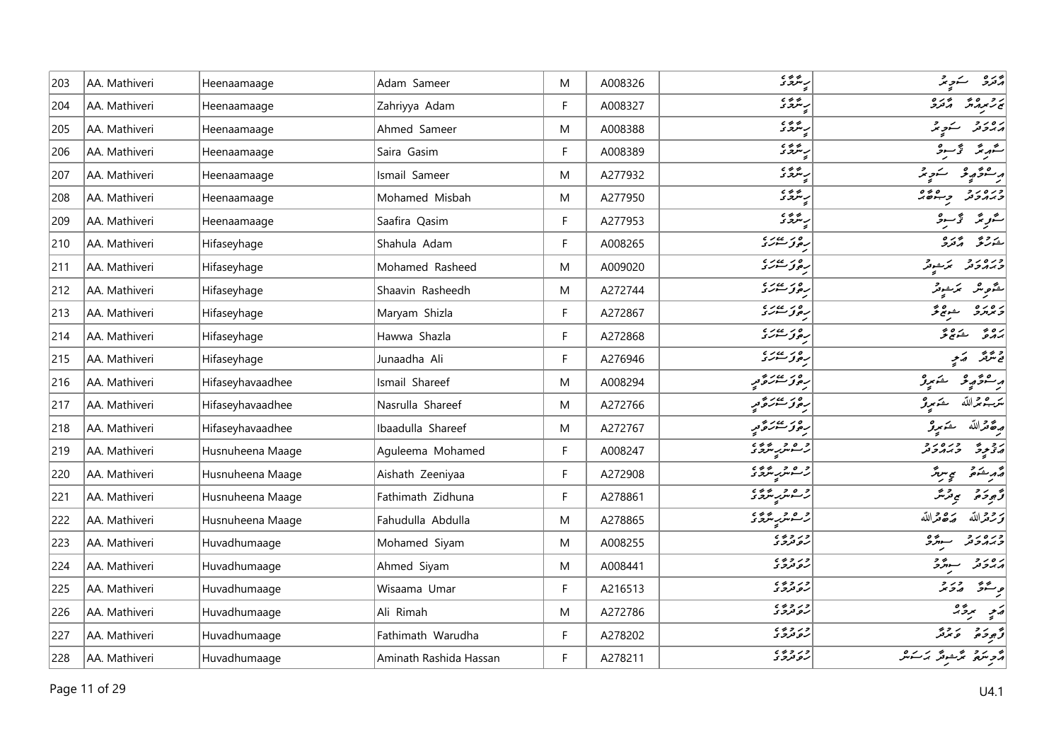| 203 | AA. Mathiveri | Heenaamaage | Adam Sameer | M | A008326 | ރިނާމާގެ | އާދަމް ސަމީރު |
|---|---|---|---|---|---|---|---|
| 204 | AA. Mathiveri | Heenaamaage | Zahriyya Adam | F | A008327 | ރިނާމާގެ | ޒަހްރިއްޔާ އާދަމް |
| 205 | AA. Mathiveri | Heenaamaage | Ahmed Sameer | M | A008388 | ރިނާމާގެ | އަޙްމަދު ސަމީރު |
| 206 | AA. Mathiveri | Heenaamaage | Saira Gasim | F | A008389 | ރިނާމާގެ | ސާއިރާ ޤާސިމް |
| 207 | AA. Mathiveri | Heenaamaage | Ismail Sameer | M | A277932 | ރިނާމާގެ | އިސްމާއީލް ސަމީރު |
| 208 | AA. Mathiveri | Heenaamaage | Mohamed Misbah | M | A277950 | ރިނާމާގެ | މުޙައްމަދު މިސްބާޙް |
| 209 | AA. Mathiveri | Heenaamaage | Saafira Qasim | F | A277953 | ރިނާމާގެ | ސާފިރާ ޤާސިމް |
| 210 | AA. Mathiveri | Hifaseyhage | Shahula Adam | F | A008265 | ހިފަސޭހަގެ | ޝަހުލާ އާދަމް |
| 211 | AA. Mathiveri | Hifaseyhage | Mohamed Rasheed | M | A009020 | ހިފަސޭހަގެ | މުޙައްމަދު ރަޝީދު |
| 212 | AA. Mathiveri | Hifaseyhage | Shaavin Rasheedh | M | A272744 | ހިފަސޭހަގެ | ޝާވިން ރަޝީދު |
| 213 | AA. Mathiveri | Hifaseyhage | Maryam Shizla | F | A272867 | ހިފަސޭހަގެ | މަރްޔަމް ޝިޒްލާ |
| 214 | AA. Mathiveri | Hifaseyhage | Hawwa Shazla | F | A272868 | ހިފަސޭހަގެ | ހައްވާ ޝަޒްލާ |
| 215 | AA. Mathiveri | Hifaseyhage | Junaadha Ali | F | A276946 | ހިފަސޭހަގެ | ޖުނާދާ ޢަލީ |
| 216 | AA. Mathiveri | Hifaseyhavaadhee | Ismail Shareef | M | A008294 | ހިފަސޭހަވާދީ | އިސްމާއީލް ޝަރީފް |
| 217 | AA. Mathiveri | Hifaseyhavaadhee | Nasrulla Shareef | M | A272766 | ހިފަސޭހަވާދީ | ނަސްރުﷲ ޝަރީފް |
| 218 | AA. Mathiveri | Hifaseyhavaadhee | Ibaadulla Shareef | M | A272767 | ހިފަސޭހަވާދީ | އިބާދުﷲ ޝަރީފް |
| 219 | AA. Mathiveri | Husnuheena Maage | Aguleema Mohamed | F | A008247 | ހުސްނުހީނާމާގެ | އަގުލީމާ މުޙައްމަދު |
| 220 | AA. Mathiveri | Husnuheena Maage | Aishath Zeeniyaa | F | A272908 | ހުސްނުހީނާމާގެ | އާއިޝަތު ޒީނިޔާ |
| 221 | AA. Mathiveri | Husnuheena Maage | Fathimath Zidhuna | F | A278861 | ހުސްނުހީނާމާގެ | ފާތިމަތު ޒިދުނާ |
| 222 | AA. Mathiveri | Husnuheena Maage | Fahudulla Abdulla | M | A278865 | ހުސްނުހީނާމާގެ | ފަހުދުﷲ ޢަބްދުﷲ |
| 223 | AA. Mathiveri | Huvadhumaage | Mohamed Siyam | M | A008255 | ހުވަދުމާގެ | މުޙައްމަދު ސިޔާމް |
| 224 | AA. Mathiveri | Huvadhumaage | Ahmed Siyam | M | A008441 | ހުވަދުމާގެ | އަޙްމަދު ސިޔާމް |
| 225 | AA. Mathiveri | Huvadhumaage | Wisaama Umar | F | A216513 | ހުވަދުމާގެ | ވިސާމާ ޢުމަރު |
| 226 | AA. Mathiveri | Huvadhumaage | Ali Rimah | M | A272786 | ހުވަދުމާގެ | ޢަލީ ރިމާހް |
| 227 | AA. Mathiveri | Huvadhumaage | Fathimath Warudha | F | A278202 | ހުވަދުމާގެ | ފާތިމަތު ވަރުދާ |
| 228 | AA. Mathiveri | Huvadhumaage | Aminath Rashida Hassan | F | A278211 | ހުވަދުމާގެ | އާމިނަތު ރާޝިދާ ޙަސަން |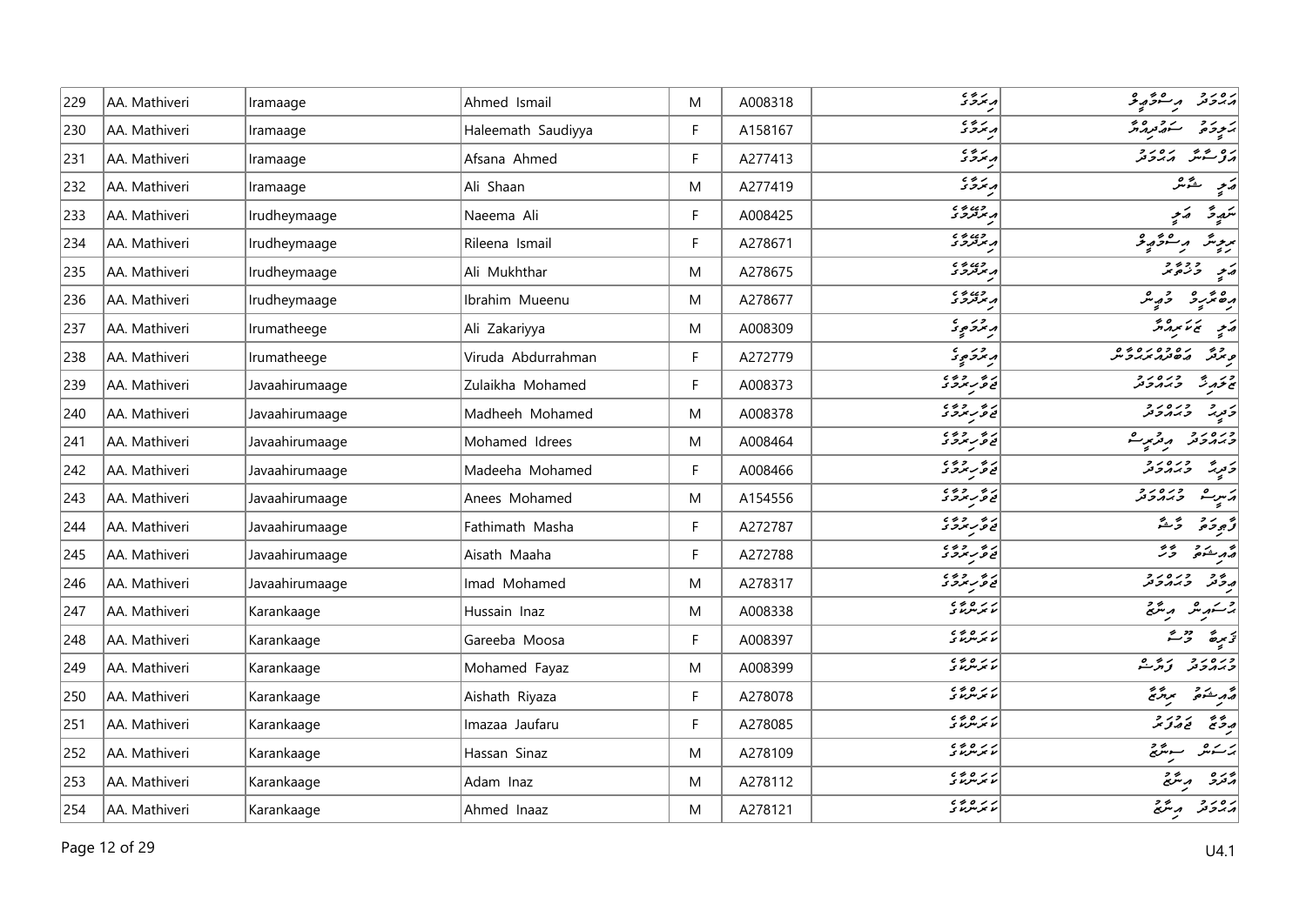| 229 | AA. Mathiveri | Iramaage | Ahmed Ismail | M | A008318 | މިރަމާގެ | އަހުމަދު އިސްމާޢީލް |
|---|---|---|---|---|---|---|---|
| 230 | AA. Mathiveri | Iramaage | Haleemath Saudiyya | F | A158167 | މިރަމާގެ | ހަލީމަތު ސައުދިއްޔާ |
| 231 | AA. Mathiveri | Iramaage | Afsana Ahmed | F | A277413 | މިރަމާގެ | އަފްސާނާ އަހުމަދު |
| 232 | AA. Mathiveri | Iramaage | Ali Shaan | M | A277419 | މިރަމާގެ | އަލި ޝާން |
| 233 | AA. Mathiveri | Irudheymaage | Naeema Ali | F | A008425 | އިރުދޭމާގެ | ނައީމާ އަލި |
| 234 | AA. Mathiveri | Irudheymaage | Rileena Ismail | F | A278671 | އިރުދޭމާގެ | ރިލީނާ އިސްމާޢީލް |
| 235 | AA. Mathiveri | Irudheymaage | Ali Mukhthar | M | A278675 | އިރުދޭމާގެ | އަލި މުޚްތާރު |
| 236 | AA. Mathiveri | Irudheymaage | Ibrahim Mueenu | M | A278677 | އިރުދޭމާގެ | އިބްރާހީމް މުޢީނު |
| 237 | AA. Mathiveri | Irumatheege | Ali Zakariyya | M | A008309 | އިރުމަތީގެ | އަލި ޒަކަރިއްޔާ |
| 238 | AA. Mathiveri | Irumatheege | Viruda Abdurrahman | F | A272779 | އިރުމަތީގެ | ވިރުދާ އަބްދުއްރަޙްމާން |
| 239 | AA. Mathiveri | Javaahirumaage | Zulaikha Mohamed | F | A008373 | ޖަވާހިރުމާގެ | ޒުލައިޚާ މުޙައްމަދު |
| 240 | AA. Mathiveri | Javaahirumaage | Madheeh Mohamed | M | A008378 | ޖަވާހިރުމާގެ | މަދީޙް މުޙައްމަދު |
| 241 | AA. Mathiveri | Javaahirumaage | Mohamed Idrees | M | A008464 | ޖަވާހިރުމާގެ | މުޙައްމަދު އިދްރީސް |
| 242 | AA. Mathiveri | Javaahirumaage | Madeeha Mohamed | F | A008466 | ޖަވާހިރުމާގެ | މަދީހާ މުޙައްމަދު |
| 243 | AA. Mathiveri | Javaahirumaage | Anees Mohamed | M | A154556 | ޖަވާހިރުމާގެ | އަނީސް މުޙައްމަދު |
| 244 | AA. Mathiveri | Javaahirumaage | Fathimath Masha | F | A272787 | ޖަވާހިރުމާގެ | ފާތިމަތު މާޝާ |
| 245 | AA. Mathiveri | Javaahirumaage | Aisath Maaha | F | A272788 | ޖަވާހިރުމާގެ | އައިސަތު މާހާ |
| 246 | AA. Mathiveri | Javaahirumaage | Imad Mohamed | M | A278317 | ޖަވާހިރުމާގެ | އިމާދު މުޙައްމަދު |
| 247 | AA. Mathiveri | Karankaage | Hussain Inaz | M | A008338 | ކަރަންކާގެ | ހުސައިން އިނާޒް |
| 248 | AA. Mathiveri | Karankaage | Gareeba Moosa | F | A008397 | ކަރަންކާގެ | ގަރީބާ މޫސާ |
| 249 | AA. Mathiveri | Karankaage | Mohamed Fayaz | M | A008399 | ކަރަންކާގެ | މުޙައްމަދު ފައްޔާޒް |
| 250 | AA. Mathiveri | Karankaage | Aishath Riyaza | F | A278078 | ކަރަންކާގެ | އައިޝަތު ރިޔާޒާ |
| 251 | AA. Mathiveri | Karankaage | Imazaa Jaufaru | F | A278085 | ކަރަންކާގެ | އިމާޒާ ޖައުފަރު |
| 252 | AA. Mathiveri | Karankaage | Hassan Sinaz | M | A278109 | ކަރަންކާގެ | ހަސަން ސިނާޒް |
| 253 | AA. Mathiveri | Karankaage | Adam Inaz | M | A278112 | ކަރަންކާގެ | އާދަމް އިނާޒް |
| 254 | AA. Mathiveri | Karankaage | Ahmed Inaaz | M | A278121 | ކަރަންކާގެ | އަހުމަދު އިނާޒް |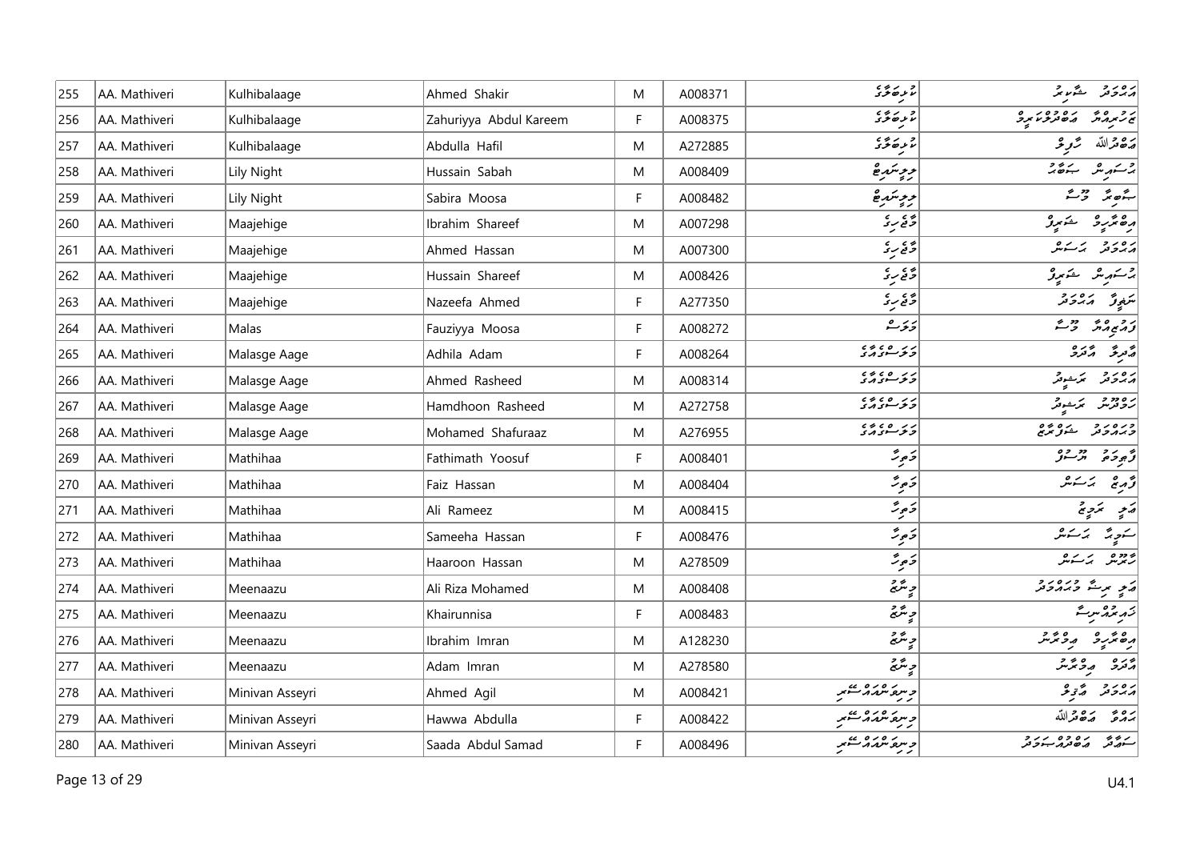| 255 | AA. Mathiveri | Kulhibalaage | Ahmed Shakir | M | A008371 | ڔوڡڗڎ | ړوده شره |
|---|---|---|---|---|---|---|---|
| 256 | AA. Mathiveri | Kulhibalaage | Zahuriyya Abdul Kareem | F | A008375 | ڔوڡڗڎ | ېرمرمر مەمروترىرو |
| 257 | AA. Mathiveri | Kulhibalaage | Abdulla Hafil | M | A272885 | ڔوڡڗڎ | ړەقراللە رُوِوْ |
| 258 | AA. Mathiveri | Lily Night | Hussain Sabah | M | A008409 | ووِسَرِهِ | پرستمریش ښوه ژ |
| 259 | AA. Mathiveri | Lily Night | Sabira Moosa | F | A008482 | ووِسَرِهِ | ښوتر دیسم |
| 260 | AA. Mathiveri | Maajehige | Ibrahim Shareef | M | A007298 | وٌقي رِیَ | رەپژرو شەمرو |
| 261 | AA. Mathiveri | Maajehige | Ahmed Hassan | M | A007300 | وٌقي رِیَ | پرور برسکس |
| 262 | AA. Mathiveri | Maajehige | Hussain Shareef | M | A008426 | وٌقي رِیَ | پرستمریش شەمرو |
| 263 | AA. Mathiveri | Maajehige | Nazeefa Ahmed | F | A277350 | وٌقي رِیَ | سَرِوِرٌ پرور |
| 264 | AA. Mathiveri | Malas | Fauziyya Moosa | F | A008272 | وَوَسْ | وَدْمِرْدَرَ دیسم |
| 265 | AA. Mathiveri | Malasge Aage | Adhila Adam | F | A008264 | ودَسْوَرَدَی | پرمرگ پرترو |
| 266 | AA. Mathiveri | Malasge Aage | Ahmed Rasheed | M | A008314 | ودَسْوَرَدَی | پرور برشوتر |
| 267 | AA. Mathiveri | Malasge Aage | Hamdhoon Rasheed | M | A272758 | ودَسْوَرَدَی | روتریش برشوتر |
| 268 | AA. Mathiveri | Malasge Aage | Mohamed Shafuraaz | M | A276955 | ودَسْوَرَدَی | ورەرو شوتری |
| 269 | AA. Mathiveri | Mathihaa | Fathimath Yoosuf | F | A008401 | وَمِرٌ | وَّجِوَرَ دِرْسُوو |
| 270 | AA. Mathiveri | Mathihaa | Faiz Hassan | M | A008404 | وَمِرٌ | وٌمرِج برسکس |
| 271 | AA. Mathiveri | Mathihaa | Ali Rameez | M | A008415 | وَمِرٌ | پرو برمِج |
| 272 | AA. Mathiveri | Mathihaa | Sameeha Hassan | F | A008476 | وَمِرٌ | سَوِرٌ برسکس |
| 273 | AA. Mathiveri | Mathihaa | Haaroon Hassan | M | A278509 | وَمِرٌ | رٌپرتش برسکس |
| 274 | AA. Mathiveri | Meenaazu | Ali Riza Mohamed | M | A008408 | وِسٌج | پرو برٌ ورەرو |
| 275 | AA. Mathiveri | Meenaazu | Khairunnisa | F | A008483 | وِسٌج | تَهرِدْمِسِرِسٌ |
| 276 | AA. Mathiveri | Meenaazu | Ibrahim Imran | M | A128230 | وِسٌج | رەپژرو روپژنش |
| 277 | AA. Mathiveri | Meenaazu | Adam Imran | M | A278580 | وِسٌج | پرترو روپژنش |
| 278 | AA. Mathiveri | Minivan Asseyri | Ahmed Agil | M | A008421 | وسوَسَرەرسّمر | پرور پرتو |
| 279 | AA. Mathiveri | Minivan Asseyri | Hawwa Abdulla | F | A008422 | وسوَسَرەرسّمر | پرەو پرەقراللە |
| 280 | AA. Mathiveri | Minivan Asseyri | Saada Abdul Samad | F | A008496 | وسوَسَرەرسّمر | سەھتر پرەورەسەرو |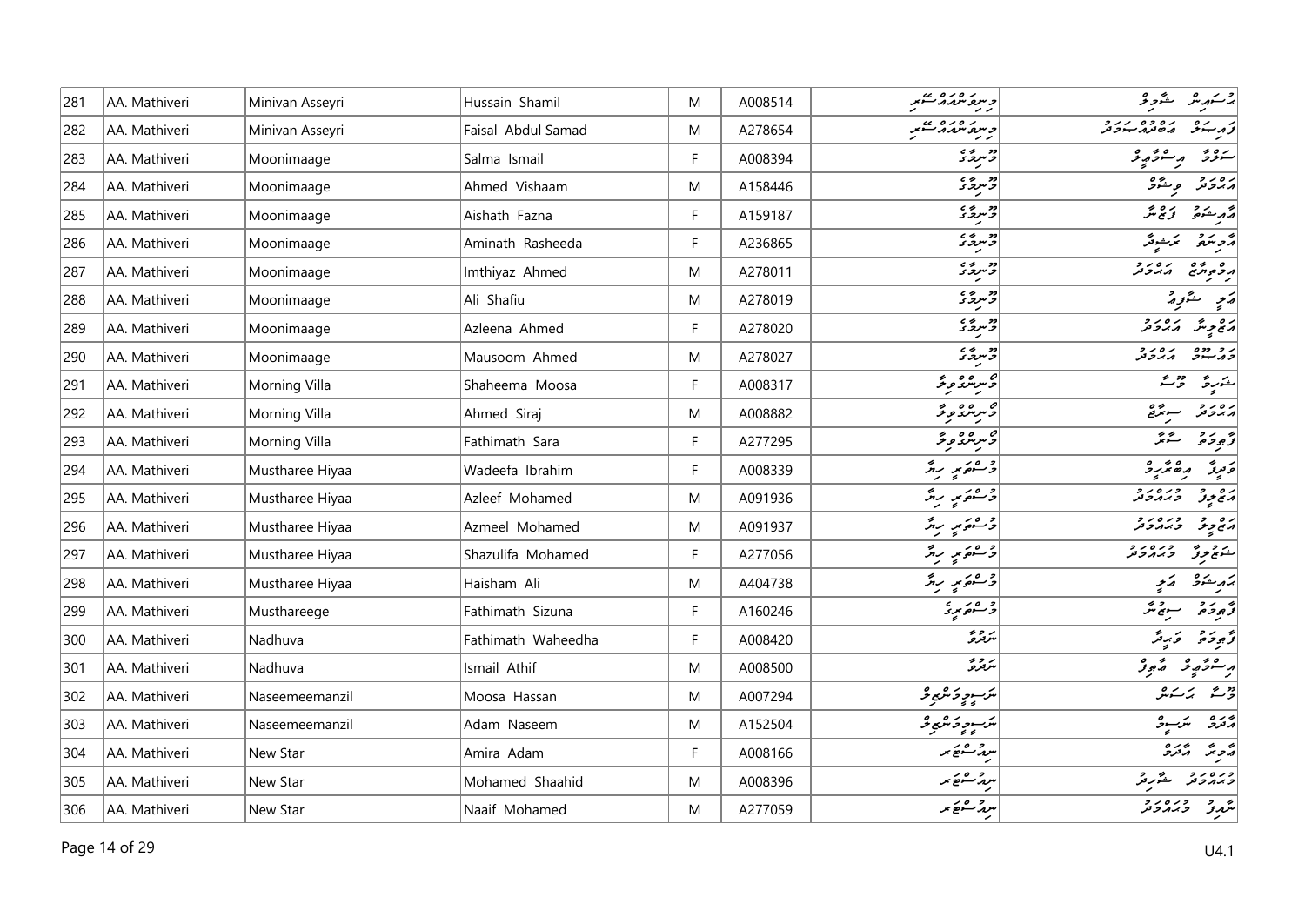| 281 | AA. Mathiveri | Minivan Asseyri | Hussain Shamil | M | A008514 | ވިނިވަންއައްސޭރި | ހުސައިން ޝާމިލް |
|---|---|---|---|---|---|---|---|
| 282 | AA. Mathiveri | Minivan Asseyri | Faisal Abdul Samad | M | A278654 | ވިނިވަންއައްސޭރި | ފައިސަލް އަބްދުއްސަމަދު |
| 283 | AA. Mathiveri | Moonimaage | Salma Ismail | F | A008394 | މޫނިމާގެ | ސަލްމާ އިސްމާއިލް |
| 284 | AA. Mathiveri | Moonimaage | Ahmed Vishaam | M | A158446 | މޫނިމާގެ | އަހުމަދު ވިޝާމް |
| 285 | AA. Mathiveri | Moonimaage | Aishath Fazna | F | A159187 | މޫނިމާގެ | އައިޝަތު ފަޒްނާ |
| 286 | AA. Mathiveri | Moonimaage | Aminath Rasheeda | F | A236865 | މޫނިމާގެ | އާމިނަތު ރަޝީދާ |
| 287 | AA. Mathiveri | Moonimaage | Imthiyaz Ahmed | M | A278011 | މޫނިމާގެ | އިމްތިޔާޒް އަހުމަދު |
| 288 | AA. Mathiveri | Moonimaage | Ali Shafiu | M | A278019 | މޫނިމާގެ | އަލި ޝާފިއު |
| 289 | AA. Mathiveri | Moonimaage | Azleena Ahmed | F | A278020 | މޫނިމާގެ | އަޒްލީނާ އަހުމަދު |
| 290 | AA. Mathiveri | Moonimaage | Mausoom Ahmed | M | A278027 | މޫނިމާގެ | މައުސޫމް އަހުމަދު |
| 291 | AA. Mathiveri | Morning Villa | Shaheema Moosa | F | A008317 | މޯނިންގވިލާ | ޝަހީމާ މޫސާ |
| 292 | AA. Mathiveri | Morning Villa | Ahmed Siraj | M | A008882 | މޯނިންގވިލާ | އަހުމަދު ސިރާޖު |
| 293 | AA. Mathiveri | Morning Villa | Fathimath Sara | F | A277295 | މޯނިންގވިލާ | ފާތިމަތު ސާރާ |
| 294 | AA. Mathiveri | Mustharee Hiyaa | Wadeefa Ibrahim | F | A008339 | މުސްތަރީ ހިޔާ | ވަދީފާ އިބްރާހީމް |
| 295 | AA. Mathiveri | Mustharee Hiyaa | Azleef Mohamed | M | A091936 | މުސްތަރީ ހިޔާ | އަޒްލީފް މުހައްމަދު |
| 296 | AA. Mathiveri | Mustharee Hiyaa | Azmeel Mohamed | M | A091937 | މުސްތަރީ ހިޔާ | އަޒްމީލް މުހައްމަދު |
| 297 | AA. Mathiveri | Mustharee Hiyaa | Shazulifa Mohamed | F | A277056 | މުސްތަރީ ހިޔާ | ޝަޒުލީފާ މުހައްމަދު |
| 298 | AA. Mathiveri | Mustharee Hiyaa | Haisham Ali | M | A404738 | މުސްތަރީ ހިޔާ | ހައިޝަމް އަލި |
| 299 | AA. Mathiveri | Mustharee ge | Fathimath Sizuna | F | A160246 | މުސްތަރީގެ | ފާތިމަތު ސިޒުނާ |
| 300 | AA. Mathiveri | Nadhuva | Fathimath Waheedha | F | A008420 | ނަދުވާ | ފާތިމަތު ވަހީދާ |
| 301 | AA. Mathiveri | Nadhuva | Ismail Athif | M | A008500 | ނަދުވާ | އިސްމާއިލް އާތިފް |
| 302 | AA. Mathiveri | Naseemeemanzil | Moosa Hassan | M | A007294 | ނަސީމީމަންޒިލް | މޫސާ ހަސަން |
| 303 | AA. Mathiveri | Naseemeemanzil | Adam Naseem | M | A152504 | ނަސީމީމަންޒިލް | އާދަމް ނަސީމް |
| 304 | AA. Mathiveri | New Star | Amira Adam | F | A008166 | ނިއުސްޓަރ | އާމިރާ އާދަމް |
| 305 | AA. Mathiveri | New Star | Mohamed Shaahid | M | A008396 | ނިއުސްޓަރ | މުހައްމަދު ޝާހިދު |
| 306 | AA. Mathiveri | New Star | Naaif Mohamed | M | A277059 | ނިއުސްޓަރ | ނާއިފް މުހައްމަދު |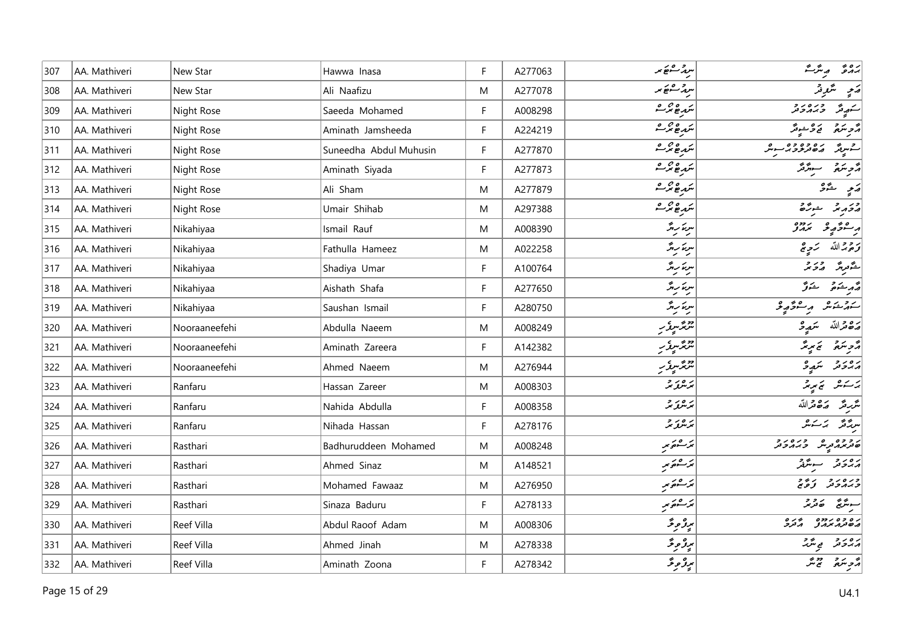| 307 | AA. Mathiveri | New Star | Hawwa Inasa | F | A277063 | سِرِۇسْھَ ىمە | ئەرەۋ مەسرىسە |
|---|---|---|---|---|---|---|---|
| 308 | AA. Mathiveri | New Star | Ali Naafizu | M | A277078 | سِرِۇسْھَ ىمە | ئەمۇ سۇدۇر |
| 309 | AA. Mathiveri | Night Rose | Saeeda Mohamed | F | A008298 | سَرِھِ ئَرَے | سەرىتە دىرەرد |
| 310 | AA. Mathiveri | Night Rose | Aminath Jamsheeda | F | A224219 | سَرِھِ ئَرَے | ئەجەسَى مۇشِىڭ |
| 311 | AA. Mathiveri | Night Rose | Suneedha Abdul Muhusin | F | A277870 | سَرِھِ ئَرَے | سُسِرِتَر مَەھەترى دىرسىتر |
| 312 | AA. Mathiveri | Night Rose | Aminath Siyada | F | A277873 | سَرِھِ ئَرَے | ئەجەسَى سِىزىدَر |
| 313 | AA. Mathiveri | Night Rose | Ali Sham | M | A277879 | سَرِھِ ئَرَے | ئەمۇ شەۋ |
| 314 | AA. Mathiveri | Night Rose | Umair Shihab | M | A297388 | سَرِھِ ئَرَے | ئەدەمرىتە شِىرىھ |
| 315 | AA. Mathiveri | Nikahiyaa | Ismail Rauf | M | A008390 | سِرىئەرىدَر | مِرِسىۋەرىۋ ىمەدۋ |
| 316 | AA. Mathiveri | Nikahiyaa | Fathulla Hameez | M | A022258 | سِرىئەرىدَر | ۋەدىراللە ئەدِىج |
| 317 | AA. Mathiveri | Nikahiyaa | Shadiya Umar | F | A100764 | سِرىئەرىدَر | شەدىرىدَر ەدەىر |
| 318 | AA. Mathiveri | Nikahiyaa | Aishath Shafa | F | A277650 | سِرىئەرىدَر | ئەمرىشەق شەۋ |
| 319 | AA. Mathiveri | Nikahiyaa | Saushan Ismail | F | A280750 | سِرىئەرىدَر | سەدشەس مِرسىۋەمرۋ |
| 320 | AA. Mathiveri | Nooraaneefehi | Abdulla Naeem | M | A008249 | سْرىسِرِىر | ئەھەدراللە سَمِدِۋ |
| 321 | AA. Mathiveri | Nooraaneefehi | Aminath Zareera | F | A142382 | سْرىسِرِىر | ئەجەسَى ئەمرىىتَر |
| 322 | AA. Mathiveri | Nooraaneefehi | Ahmed Naeem | M | A276944 | سْرىسِرِىر | ئەرەدر سَمِدِۋ |
| 323 | AA. Mathiveri | Ranfaru | Hassan Zareer | M | A008303 | ىرىسْۋىر | ئەسەس ئەمرىر |
| 324 | AA. Mathiveri | Ranfaru | Nahida Abdulla | F | A008358 | ىرىسْۋىر | سْرِىتَر ئەھەدراللە |
| 325 | AA. Mathiveri | Ranfaru | Nihada Hassan | F | A278176 | ىرىسْۋىر | سِرِىتَر ئەسەس |
| 326 | AA. Mathiveri | Rasthari | Badhuruddeen Mohamed | M | A008248 | ىرسْھىر | ھەترىرەرىس دىرەرد |
| 327 | AA. Mathiveri | Rasthari | Ahmed Sinaz | M | A148521 | ىرسْھىر | ئەرەدر سِىسْۋ |
| 328 | AA. Mathiveri | Rasthari | Mohamed Fawaaz | M | A276950 | ىرسْھىر | دىرەرد ۋەۋج |
| 329 | AA. Mathiveri | Rasthari | Sinaza Baduru | F | A278133 | ىرسْھىر | سِىسْۋ ھەترىر |
| 330 | AA. Mathiveri | Reef Villa | Abdul Raoof Adam | M | A008306 | ىرِۋْوِگ | ئەھەترەىرەدۋ ئەترۋ |
| 331 | AA. Mathiveri | Reef Villa | Ahmed Jinah | M | A278338 | ىرِۋْوِگ | ئەرەدر ىِىسْر |
| 332 | AA. Mathiveri | Reef Villa | Aminath Zoona | F | A278342 | ىرِۋْوِگ | ئەجەسَى ىجْسْر |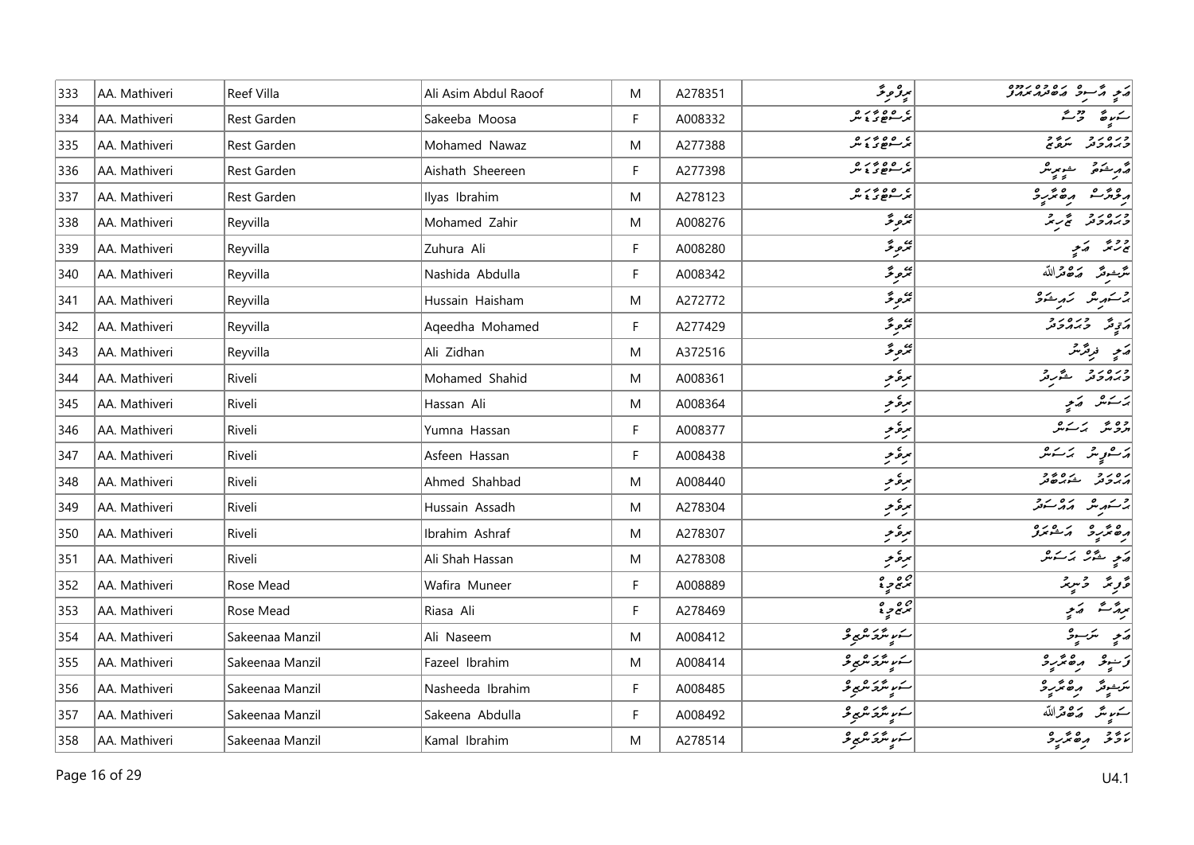| 333 | AA. Mathiveri | Reef Villa | Ali Asim Abdul Raoof | M | A278351 | ﮪﯧﺮﯨ ﮪﯧﺮﯨ | |
|---|---|---|---|---|---|---|---|
| 334 | AA. Mathiveri | Rest Garden | Sakeeba Moosa | F | A008332 | | |
| 335 | AA. Mathiveri | Rest Garden | Mohamed Nawaz | M | A277388 | | |
| 336 | AA. Mathiveri | Rest Garden | Aishath Sheereen | F | A277398 | | |
| 337 | AA. Mathiveri | Rest Garden | Ilyas Ibrahim | M | A278123 | | |
| 338 | AA. Mathiveri | Reyvilla | Mohamed Zahir | M | A008276 | | |
| 339 | AA. Mathiveri | Reyvilla | Zuhura Ali | F | A008280 | | |
| 340 | AA. Mathiveri | Reyvilla | Nashida Abdulla | F | A008342 | | |
| 341 | AA. Mathiveri | Reyvilla | Hussain Haisham | M | A272772 | | |
| 342 | AA. Mathiveri | Reyvilla | Aqeedha Mohamed | F | A277429 | | |
| 343 | AA. Mathiveri | Reyvilla | Ali Zidhan | M | A372516 | | |
| 344 | AA. Mathiveri | Riveli | Mohamed Shahid | M | A008361 | | |
| 345 | AA. Mathiveri | Riveli | Hassan Ali | M | A008364 | | |
| 346 | AA. Mathiveri | Riveli | Yumna Hassan | F | A008377 | | |
| 347 | AA. Mathiveri | Riveli | Asfeen Hassan | F | A008438 | | |
| 348 | AA. Mathiveri | Riveli | Ahmed Shahbad | M | A008440 | | |
| 349 | AA. Mathiveri | Riveli | Hussain Assadh | M | A278304 | | |
| 350 | AA. Mathiveri | Riveli | Ibrahim Ashraf | M | A278307 | | |
| 351 | AA. Mathiveri | Riveli | Ali Shah Hassan | M | A278308 | | |
| 352 | AA. Mathiveri | Rose Mead | Wafira Muneer | F | A008889 | | |
| 353 | AA. Mathiveri | Rose Mead | Riasa Ali | F | A278469 | | |
| 354 | AA. Mathiveri | Sakeenaa Manzil | Ali Naseem | M | A008412 | | |
| 355 | AA. Mathiveri | Sakeenaa Manzil | Fazeel Ibrahim | M | A008414 | | |
| 356 | AA. Mathiveri | Sakeenaa Manzil | Nasheeda Ibrahim | F | A008485 | | |
| 357 | AA. Mathiveri | Sakeenaa Manzil | Sakeena Abdulla | F | A008492 | | |
| 358 | AA. Mathiveri | Sakeenaa Manzil | Kamal Ibrahim | M | A278514 | | |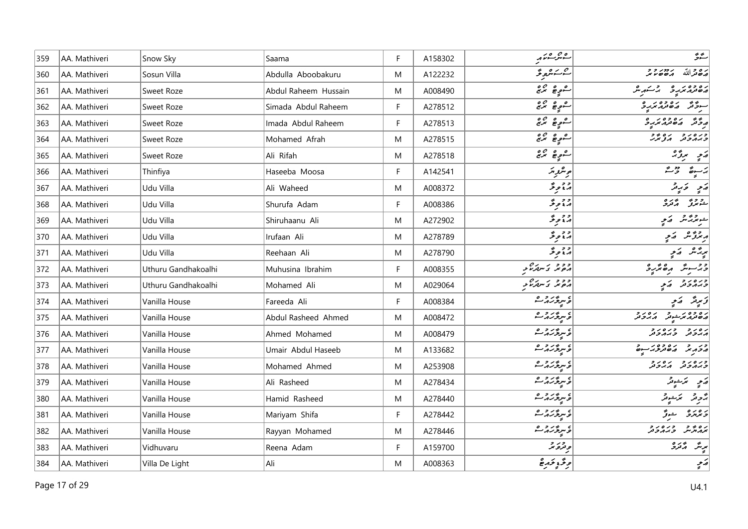| 359 | AA. Mathiveri | Snow Sky | Saama | F | A158302 | ސްނޯސްކައި | ސާމާ |
|---|---|---|---|---|---|---|---|
| 360 | AA. Mathiveri | Sosun Villa | Abdulla Aboobakuru | M | A122232 | ސޯސަންވިލާ | އަބްދުﷲ އަބޫބަކުރު |
| 361 | AA. Mathiveri | Sweet Roze | Abdul Raheem Hussain | M | A008490 | ސްވީޓް ރޯޒް | އަބްދުއްރަޙީމް ހުސައިން |
| 362 | AA. Mathiveri | Sweet Roze | Simada Abdul Raheem | F | A278512 | ސްވީޓް ރޯޒް | ސިމާދާ އަބްދުއްރަޙީމް |
| 363 | AA. Mathiveri | Sweet Roze | Imada Abdul Raheem | F | A278513 | ސްވީޓް ރޯޒް | އިމާދާ އަބްދުއްރަޙީމް |
| 364 | AA. Mathiveri | Sweet Roze | Mohamed Afrah | M | A278515 | ސްވީޓް ރޯޒް | މުޙައްމަދު އަފްރާޙް |
| 365 | AA. Mathiveri | Sweet Roze | Ali Rifah | M | A278518 | ސްވީޓް ރޯޒް | އަލި ރިފާހު |
| 366 | AA. Mathiveri | Thinfiya | Haseeba Moosa | F | A142541 | ތިންފިޔާ | ހަސީބާ މޫސާ |
| 367 | AA. Mathiveri | Udu Villa | Ali Waheed | M | A008372 | އުދުވިލާ | އަލި ވަހީދު |
| 368 | AA. Mathiveri | Udu Villa | Shurufa Adam | F | A008386 | އުދުވިލާ | شُرُفَا އާދަމް |
| 369 | AA. Mathiveri | Udu Villa | Shiruhaanu Ali | M | A272902 | އުދުވިލާ | ޝިރުހާނު އަލި |
| 370 | AA. Mathiveri | Udu Villa | Irufaan Ali | M | A278789 | އުދުވިލާ | އިރުފާން އަލި |
| 371 | AA. Mathiveri | Udu Villa | Reehaan Ali | M | A278790 | އުދުވިލާ | ރީހާން އަލި |
| 372 | AA. Mathiveri | Uthuru Gandhakoalhi | Muhusina Ibrahim | F | A008355 | އުތުރު ގަނދަކޮޅި | މުހުސިނާ އިބްރާހީމް |
| 373 | AA. Mathiveri | Uthuru Gandhakoalhi | Mohamed Ali | M | A029064 | އުތުރު ގަނދަކޮޅި | މުޙައްމަދު އަލި |
| 374 | AA. Mathiveri | Vanilla House | Fareeda Ali | F | A008384 | ވެނިލާހައުސް | ފަރީދާ އަލި |
| 375 | AA. Mathiveri | Vanilla House | Abdul Rasheed Ahmed | M | A008472 | ވެނިލާހައުސް | އަބްދުއްރަޝީދު އަޙްމަދު |
| 376 | AA. Mathiveri | Vanilla House | Ahmed Mohamed | M | A008479 | ވެނިލާހައުސް | އަޙްމަދު މުޙައްމަދު |
| 377 | AA. Mathiveri | Vanilla House | Umair Abdul Haseeb | M | A133682 | ވެނިލާހައުސް | އުމައިރު އަބްދުލްޙަސީބު |
| 378 | AA. Mathiveri | Vanilla House | Mohamed Ahmed | M | A253908 | ވެނިލާހައުސް | މުޙައްމަދު އަޙްމަދު |
| 379 | AA. Mathiveri | Vanilla House | Ali Rasheed | M | A278434 | ވެނިލާހައުސް | އަލި ރަޝީދު |
| 380 | AA. Mathiveri | Vanilla House | Hamid Rasheed | M | A278440 | ވެނިލާހައުސް | ހާމިދު ރަޝީދު |
| 381 | AA. Mathiveri | Vanilla House | Mariyam Shifa | F | A278442 | ވެނިލާހައުސް | މަރިޔަމް ޝިފާ |
| 382 | AA. Mathiveri | Vanilla House | Rayyan Mohamed | M | A278446 | ވެނިލާހައުސް | ރައްޔާން މުޙައްމަދު |
| 383 | AA. Mathiveri | Vidhuvaru | Reena Adam | F | A159700 | ވިދުވަރު | ރީނާ އާދަމް |
| 384 | AA. Mathiveri | Villa De Light | Ali | M | A008363 | ވިލާޑިލައިޓް | އަލި |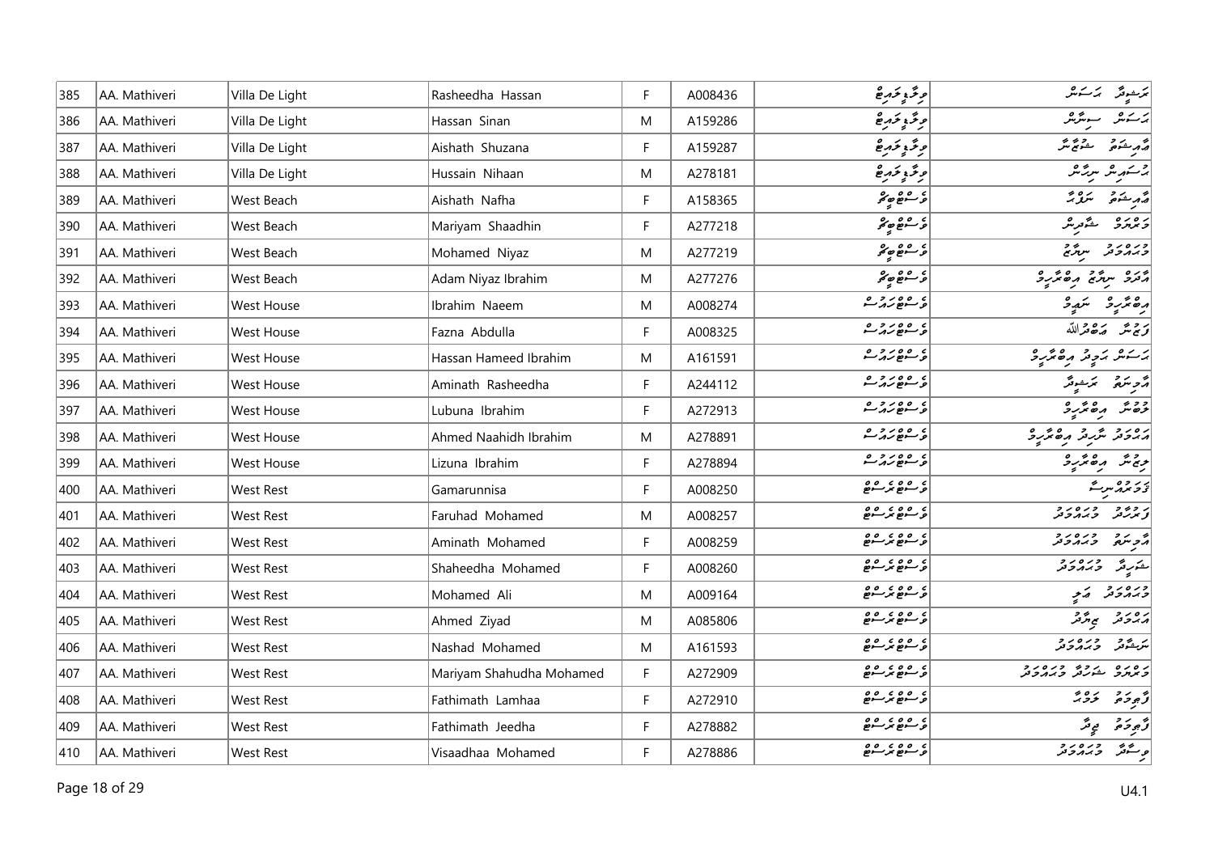| 385 | AA. Mathiveri | Villa De Light | Rasheedha Hassan | F | A008436 | ވިލާ ޑި ލައިޓް | ރަޝީދާ ހަސަން |
|---|---|---|---|---|---|---|---|
| 386 | AA. Mathiveri | Villa De Light | Hassan Sinan | M | A159286 | ވިލާ ޑި ލައިޓް | ހަސަން ސިނާން |
| 387 | AA. Mathiveri | Villa De Light | Aishath Shuzana | F | A159287 | ވިލާ ޑި ލައިޓް | އާއިޝަތު ޝުޒާނާ |
| 388 | AA. Mathiveri | Villa De Light | Hussain Nihaan | M | A278181 | ވިލާ ޑި ލައިޓް | ހުސައިން ނިހާން |
| 389 | AA. Mathiveri | West Beach | Aishath Nafha | F | A158365 | ވެސްޓް ބީޗް | އާއިޝަތު ނަފްހާ |
| 390 | AA. Mathiveri | West Beach | Mariyam Shaadhin | F | A277218 | ވެސްޓް ބީޗް | މަރިޔަމް ޝާދިން |
| 391 | AA. Mathiveri | West Beach | Mohamed Niyaz | M | A277219 | ވެސްޓް ބީޗް | މުޙައްމަދު ނިޔާޒު |
| 392 | AA. Mathiveri | West Beach | Adam Niyaz Ibrahim | M | A277276 | ވެސްޓް ބީޗް | އާދަމް ނިޔާޒު އިބްރާހީމް |
| 393 | AA. Mathiveri | West House | Ibrahim Naeem | M | A008274 | ވެސްޓް ހައުސް | އިބްރާހީމް ނައީމް |
| 394 | AA. Mathiveri | West House | Fazna Abdulla | F | A008325 | ވެސްޓް ހައުސް | ފަޒްނާ އަބްދުﷲ |
| 395 | AA. Mathiveri | West House | Hassan Hameed Ibrahim | M | A161591 | ވެސްޓް ހައުސް | ހަސަން ހަމީދު އިބްރާހީމް |
| 396 | AA. Mathiveri | West House | Aminath Rasheedha | F | A244112 | ވެސްޓް ހައުސް | އާމިނަތު ރަޝީދާ |
| 397 | AA. Mathiveri | West House | Lubuna Ibrahim | F | A272913 | ވެސްޓް ހައުސް | ލުބުނާ އިބްރާހީމް |
| 398 | AA. Mathiveri | West House | Ahmed Naahidh Ibrahim | M | A278891 | ވެސްޓް ހައުސް | އަޙްމަދު ނާހިދު އިބްރާހީމް |
| 399 | AA. Mathiveri | West House | Lizuna Ibrahim | F | A278894 | ވެސްޓް ހައުސް | ލިޒުނާ އިބްރާހީމް |
| 400 | AA. Mathiveri | West Rest | Gamarunnisa | F | A008250 | ވެސްޓް ރެސްޓް | ގަމަރުންނިސާ |
| 401 | AA. Mathiveri | West Rest | Faruhad Mohamed | M | A008257 | ވެސްޓް ރެސްޓް | ފަރުހާދު މުޙައްމަދު |
| 402 | AA. Mathiveri | West Rest | Aminath Mohamed | F | A008259 | ވެސްޓް ރެސްޓް | އާމިނަތު މުޙައްމަދު |
| 403 | AA. Mathiveri | West Rest | Shaheedha Mohamed | F | A008260 | ވެސްޓް ރެސްޓް | ޝަހީދާ މުޙައްމަދު |
| 404 | AA. Mathiveri | West Rest | Mohamed Ali | M | A009164 | ވެސްޓް ރެސްޓް | މުޙައްމަދު އަލި |
| 405 | AA. Mathiveri | West Rest | Ahmed Ziyad | M | A085806 | ވެސްޓް ރެސްޓް | އަޙްމަދު ޒިޔާދު |
| 406 | AA. Mathiveri | West Rest | Nashad Mohamed | M | A161593 | ވެސްޓް ރެސްޓް | ނަޝާދު މުޙައްމަދު |
| 407 | AA. Mathiveri | West Rest | Mariyam Shahudha Mohamed | F | A272909 | ވެސްޓް ރެސްޓް | މަރިޔަމް ޝަހުދާ މުޙައްމަދު |
| 408 | AA. Mathiveri | West Rest | Fathimath Lamhaa | F | A272910 | ވެސްޓް ރެސްޓް | ފާތިމަތު ލަމްހާ |
| 409 | AA. Mathiveri | West Rest | Fathimath Jeedha | F | A278882 | ވެސްޓް ރެސްޓް | ފާތިމަތު ޖީދާ |
| 410 | AA. Mathiveri | West Rest | Visaadhaa Mohamed | F | A278886 | ވެސްޓް ރެސްޓް | ވިސާދާ މުޙައްމަދު |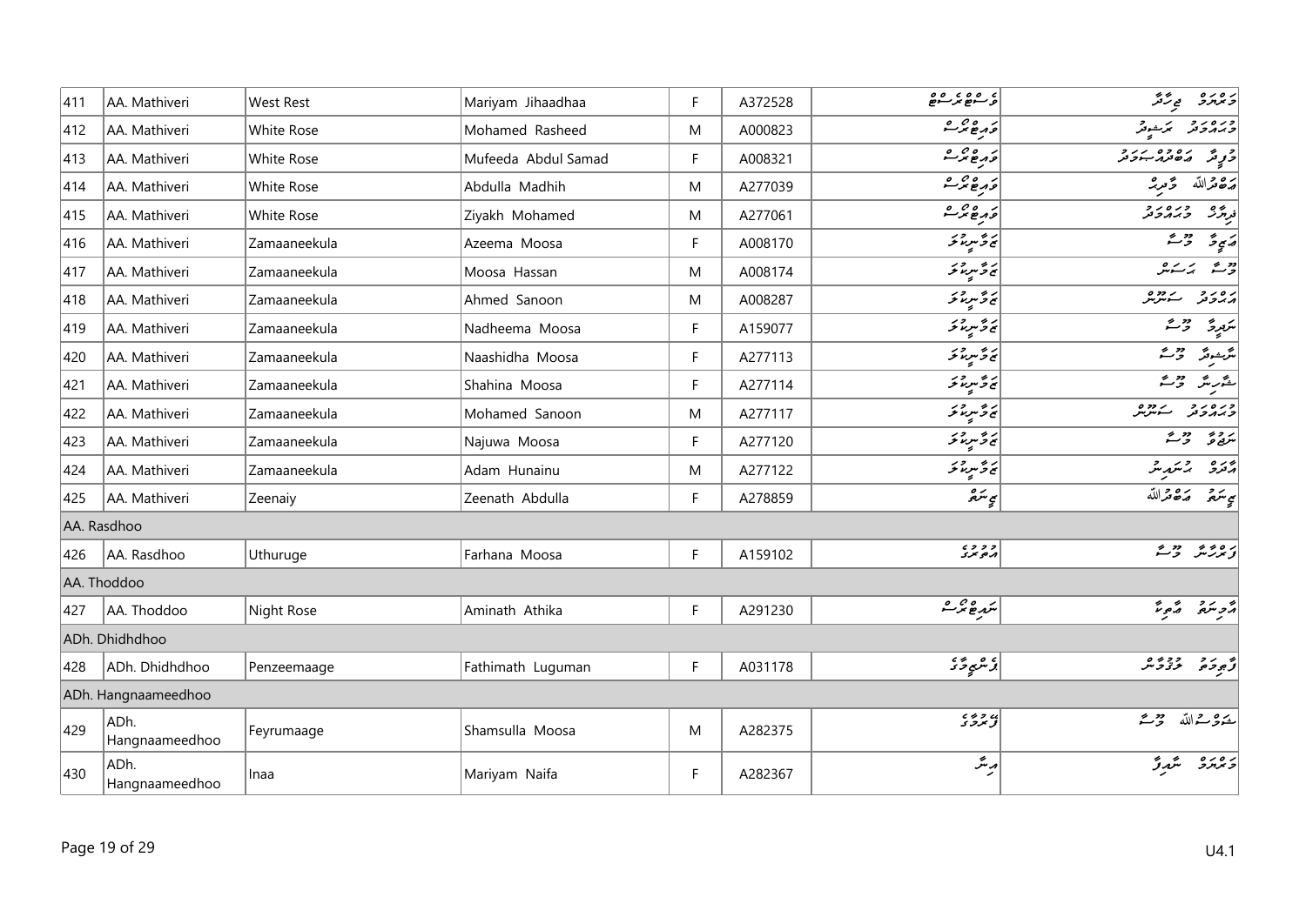| 411 | AA. Mathiveri | West Rest | Mariyam Jihaadhaa | F | A372528 | ވެސްޓްރެސްޓް | މަރިޔަމް ޖިހާދާ |
|---|---|---|---|---|---|---|---|
| 412 | AA. Mathiveri | White Rose | Mohamed Rasheed | M | A000823 | ވައިޓްރޯސް | މުހައްމަދު ރަޝީދު |
| 413 | AA. Mathiveri | White Rose | Mufeeda Abdul Samad | F | A008321 | ވައިޓްރޯސް | މުފީދާ އަބްދުލްސަމަދު |
| 414 | AA. Mathiveri | White Rose | Abdulla Madhih | M | A277039 | ވައިޓްރޯސް | އަބްދުاللہ މާދިހް |
| 415 | AA. Mathiveri | White Rose | Ziyakh Mohamed | M | A277061 | ވައިޓްރޯސް | ޒިޔާޚް މުހައްމަދު |
| 416 | AA. Mathiveri | Zamaaneekula | Azeema Moosa | F | A008170 | ޒަމާނީކުލަ | އަޒީމާ މޫސާ |
| 417 | AA. Mathiveri | Zamaaneekula | Moosa Hassan | M | A008174 | ޒަމާނީކުލަ | މޫސާ ހަސަން |
| 418 | AA. Mathiveri | Zamaaneekula | Ahmed Sanoon | M | A008287 | ޒަމާނީކުލަ | އަހުމަދު ސަނޫން |
| 419 | AA. Mathiveri | Zamaaneekula | Nadheema Moosa | F | A159077 | ޒަމާނީކުލަ | ނަދީމާ މޫސާ |
| 420 | AA. Mathiveri | Zamaaneekula | Naashidha Moosa | F | A277113 | ޒަމާނީކުލަ | ނާޝިދާ މޫސާ |
| 421 | AA. Mathiveri | Zamaaneekula | Shahina Moosa | F | A277114 | ޒަމާނީކުލަ | ޝާހިނާ މޫސާ |
| 422 | AA. Mathiveri | Zamaaneekula | Mohamed Sanoon | M | A277117 | ޒަމާނީކުލަ | މުހައްމަދު ސަނޫން |
| 423 | AA. Mathiveri | Zamaaneekula | Najuwa Moosa | F | A277120 | ޒަމާނީކުލަ | ނަޖުވާ މޫސާ |
| 424 | AA. Mathiveri | Zamaaneekula | Adam Hunainu | M | A277122 | ޒަމާނީކުލަ | އާދަމް ހުނައިނު |
| 425 | AA. Mathiveri | Zeenaiy | Zeenath Abdulla | F | A278859 | ޒީނަތް | ޒީނަތް އަބްދުاللہ |
| AA. Rasdhoo | | | | | | | |
| 426 | AA. Rasdhoo | Uthuruge | Farhana Moosa | F | A159102 | އުތުރުގެ | ފަރުހާނާ މޫސާ |
| AA. Thoddoo | | | | | | | |
| 427 | AA. Thoddoo | Night Rose | Aminath Athika | F | A291230 | ނައިޓްރޯސް | އާމިނަތު އާތިކާ |
| ADh. Dhidhdhoo | | | | | | | |
| 428 | ADh. Dhidhdhoo | Penzeemaage | Fathimath Luguman | F | A031178 | ޕެންޒީމާގެ | ފާތިމަތު ލުގުމާން |
| ADh. Hangnaameedhoo | | | | | | | |
| 429 | ADh. Hangnaameedhoo | Feyrumaage | Shamsulla Moosa | M | A282375 | ފޭރުމާގެ | ޝަމްސުاللہ މޫސާ |
| 430 | ADh. Hangnaameedhoo | Inaa | Mariyam Naifa | F | A282367 | އިނާ | މަރިޔަމް ނާއިފާ |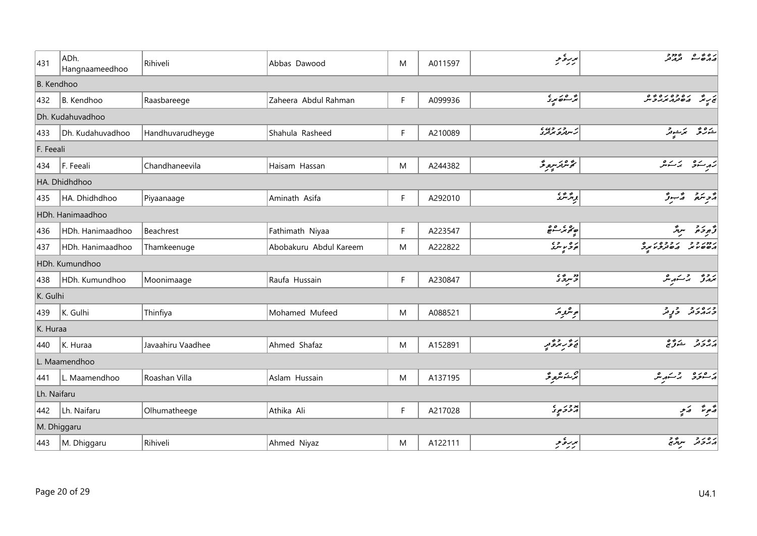| 431 | ADh. Hangnaameedhoo | Rihiveli | Abbas Dawood | M | A011597 | ރިހިވެލި | އައްބާސް ދާއޫދު |
|---|---|---|---|---|---|---|---|
| B. Kendhoo | | | | | | | |
| 432 | B. Kendhoo | Raasbareege | Zaheera Abdul Rahman | F | A099936 | ރާސްބަރީގެ | ޒަހީރާ އަބްދުއްރަޙްމާން |
| Dh. Kudahuvadhoo | | | | | | | |
| 433 | Dh. Kudahuvadhoo | Handhuvarudheyge | Shahula Rasheed | F | A210089 | ހަނދުވަރުދޭގެ | ޝަހުލާ ރަޝީދު |
| F. Feeali | | | | | | | |
| 434 | F. Feeali | Chandhaneevila | Haisam Hassan | M | A244382 | ޗަންދަނީވިލާ | ހައިސަމް ހަސަން |
| HA. Dhidhdhoo | | | | | | | |
| 435 | HA. Dhidhdhoo | Piyaanaage | Aminath Asifa | F | A292010 | ޕިޔާނާގެ | އާމިނަތު އާސިފާ |
| HDh. Hanimaadhoo | | | | | | | |
| 436 | HDh. Hanimaadhoo | Beachrest | Fathimath Niyaa | F | A223547 | ބީޗްރެސްޓް | ފާތިމަތު ނިޔާ |
| 437 | HDh. Hanimaadhoo | Thamkeenuge | Abobakuru Abdul Kareem | M | A222822 | ތަމްކީނުގެ | އަބޫބަކުރު އަބްދުލްކަރީމް |
| HDh. Kumundhoo | | | | | | | |
| 438 | HDh. Kumundhoo | Moonimaage | Raufa Hussain | F | A230847 | މޫނިމާގެ | ރައުފާ ހުސައިން |
| K. Gulhi | | | | | | | |
| 439 | K. Gulhi | Thinfiya | Mohamed Mufeed | M | A088521 | ތިންފިޔަ | މުޙައްމަދު މުފީދު |
| K. Huraa | | | | | | | |
| 440 | K. Huraa | Javaahiru Vaadhee | Ahmed Shafaz | M | A152891 | ޖަވާހިރުވާދީ | އަޙްމަދު ޝަފާޒް |
| L. Maamendhoo | | | | | | | |
| 441 | L. Maamendhoo | Roashan Villa | Aslam Hussain | M | A137195 | ރޯޝަންވިލާ | އަސްލަމް ހުސައިން |
| Lh. Naifaru | | | | | | | |
| 442 | Lh. Naifaru | Olhumatheege | Athika Ali | F | A217028 | އޮޅުމަތީގެ | އާތިކާ އަލި |
| M. Dhiggaru | | | | | | | |
| 443 | M. Dhiggaru | Rihiveli | Ahmed Niyaz | M | A122111 | ރިހިވެލި | އަޙްމަދު ނިޔާޒް |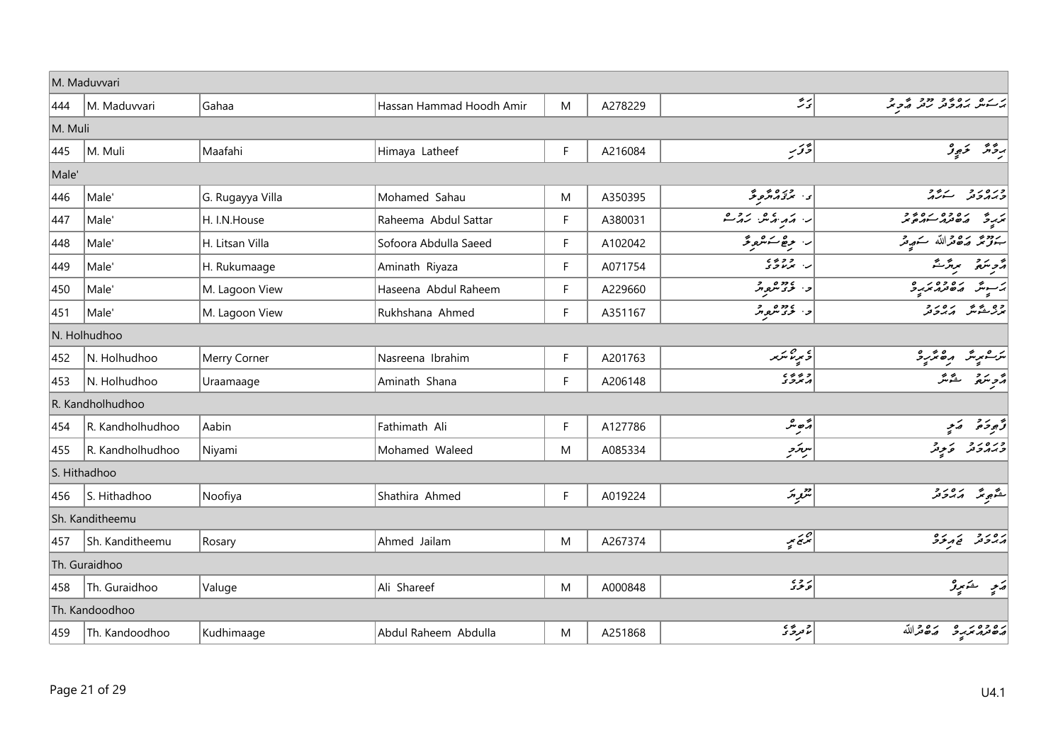| | | | | | | | |
|---|---|---|---|---|---|---|---|
| M. Maduvvari | | | | | | | |
| 444 | M. Maduvvari | Gahaa | Hassan Hammad Hoodh Amir | M | A278229 | ގަހާ | ޙަސަން ޙައްމާދު ހޫދު އާމިރު |
| M. Muli | | | | | | | |
| 445 | M. Muli | Maafahi | Himaya Latheef | F | A216084 | މާފަހި | ހިމާޔާ ލަޠީފު |
| Male' | | | | | | | |
| 446 | Male' | G. Rugayya Villa | Mohamed Sahau | M | A350395 | ގ. ރުގައްޔާވިލާ | މުޙައްމަދު ސަހާއު |
| 447 | Male' | H. I.N.House | Raheema Abdul Sattar | F | A380031 | ހ. އައި.އެން. ހައުސް | ރަޙީމާ ޢަބްދުއްސައްތާރު |
| 448 | Male' | H. Litsan Villa | Sofoora Abdulla Saeed | F | A102042 | ހ. ލިޓްސަންވިލާ | ސުފޫރާ ޢަބްދުﷲ ސަޢީދު |
| 449 | Male' | H. Rukumaage | Aminath Riyaza | F | A071754 | ހ. ރުކުމާގެ | އާމިނަތު ރިޔާޒާ |
| 450 | Male' | M. Lagoon View | Haseena Abdul Raheem | F | A229660 | މ. ލެގޫންވިއު | ހަސީނާ ޢަބްދުއްރަޙީމް |
| 451 | Male' | M. Lagoon View | Rukhshana Ahmed | F | A351167 | މ. ލެގޫންވިއު | ރުޚްޝާނާ އަޙްމަދު |
| N. Holhudhoo | | | | | | | |
| 452 | N. Holhudhoo | Merry Corner | Nasreena Ibrahim | F | A201763 | މެރީކޯނަރ | ނަސްރީނާ އިބްރާހީމް |
| 453 | N. Holhudhoo | Uraamaage | Aminath Shana | F | A206148 | އުރާމާގެ | އާމިނަތު ޝާނާ |
| R. Kandholhudhoo | | | | | | | |
| 454 | R. Kandholhudhoo | Aabin | Fathimath Ali | F | A127786 | އާބިން | ފާތިމަތު ޢަލީ |
| 455 | R. Kandholhudhoo | Niyami | Mohamed Waleed | M | A085334 | ނިޔަމި | މުޙައްމަދު ވަލީދު |
| S. Hithadhoo | | | | | | | |
| 456 | S. Hithadhoo | Noofiya | Shathira Ahmed | F | A019224 | ނޫފިޔާ | ޝާތިރާ އަޙްމަދު |
| Sh. Kanditheemu | | | | | | | |
| 457 | Sh. Kanditheemu | Rosary | Ahmed Jailam | M | A267374 | ރޯޒަރީ | އަޙްމަދު ޖައިލަމް |
| Th. Guraidhoo | | | | | | | |
| 458 | Th. Guraidhoo | Valuge | Ali Shareef | M | A000848 | ވަލުގެ | ޢަލީ ޝަރީފު |
| Th. Kandoodhoo | | | | | | | |
| 459 | Th. Kandoodhoo | Kudhimaage | Abdul Raheem Abdulla | M | A251868 | ކުދިމާގެ | ޢަބްދުއްރަޙީމް ޢަބްދުﷲ |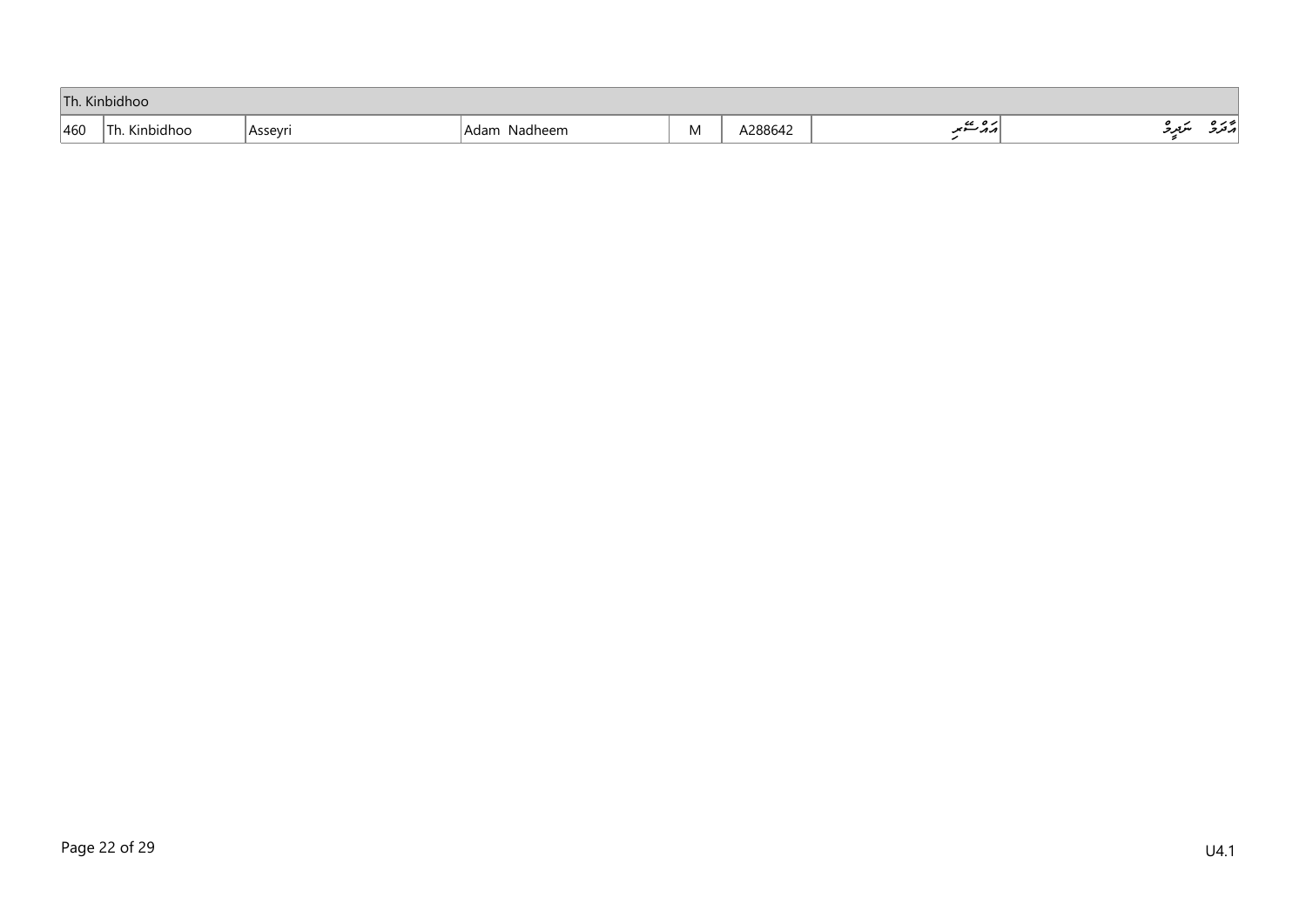| Th. Kinbidhoo | | | | | | | |
|---|---|---|---|---|---|---|---|
| 460 | Th. Kinbidhoo | Asseyri | Adam Nadheem | M | A288642 | އައްސޭރި | އާދަމް ނަދީމް |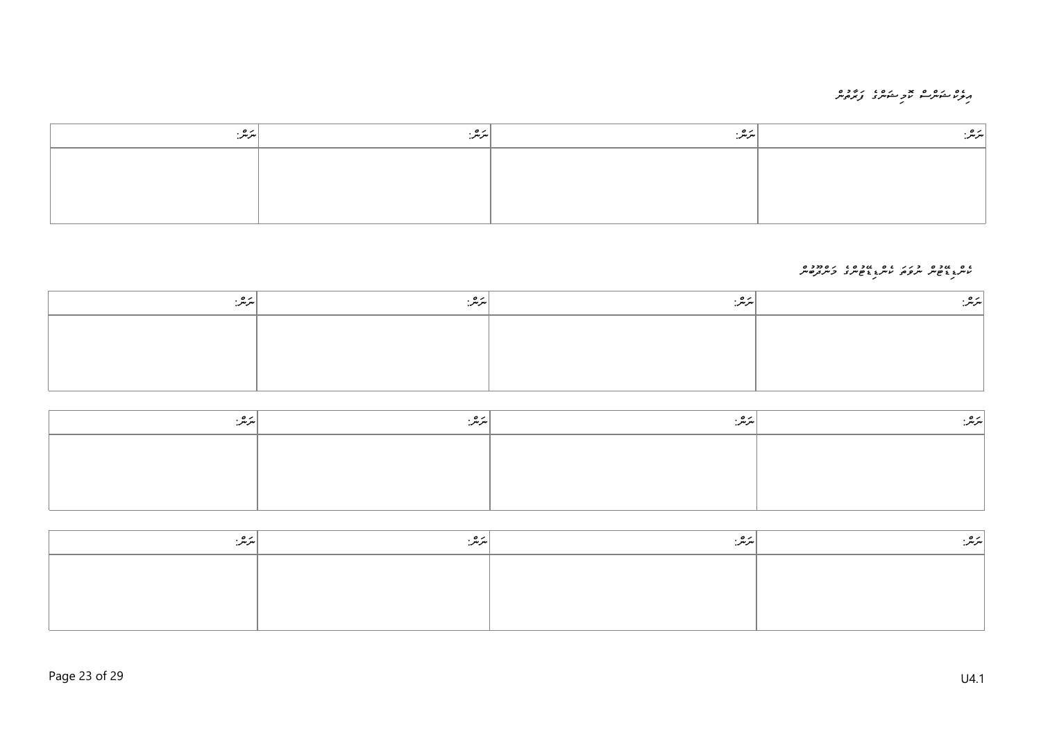# ދިވެހިބަސްބަސް ކޮމިޝަނުގެ ފަރާތުން

| ނަންބަރ: | ނަންބަރ: | ނަންބަރ: | ނަންބަރ: |
|---|---|---|---|
| | | | |

## ކުންފުނީގެ ނުވަތަ ކުންފުނީގެ މަސްއޫލުން

| ނަންބަރ: | ނަންބަރ: | ނަންބަރ: | ނަންބަރ: |
|---|---|---|---|
| | | | |

| ނަންބަރ: | ނަންބަރ: | ނަންބަރ: | ނަންބަރ: |
|---|---|---|---|
| | | | |

| ނަންބަރ: | ނަންބަރ: | ނަންބަރ: | ނަންބަރ: |
|---|---|---|---|
| | | | |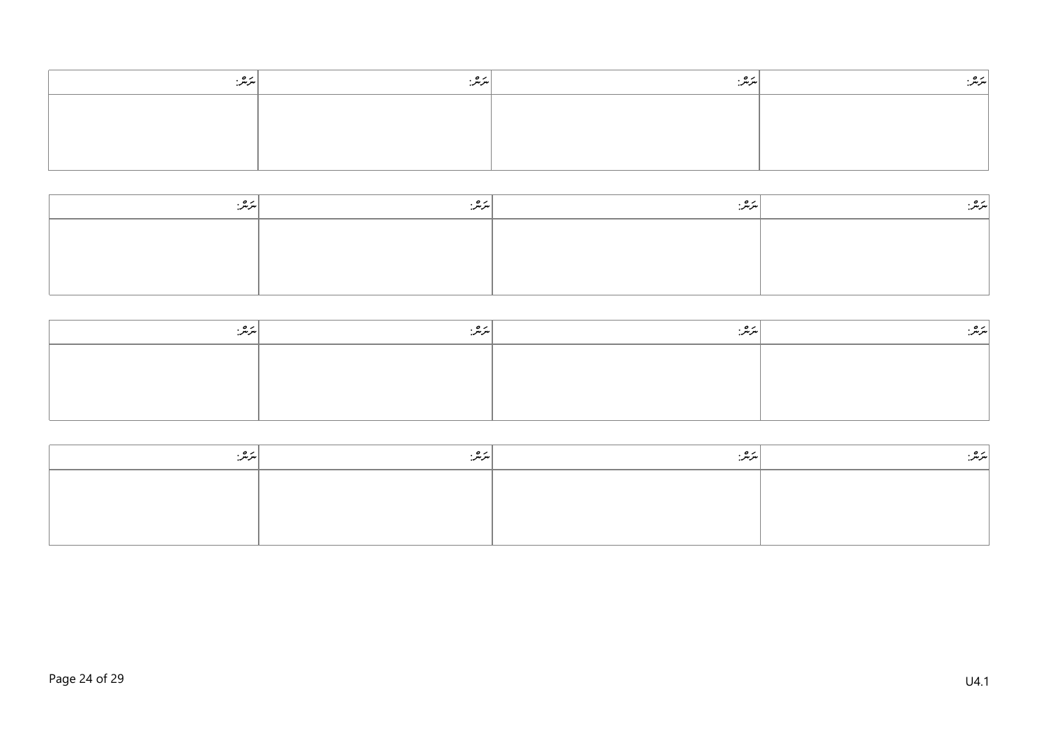| ނަމް: | ނަމް: | ނަމް: | ނަމް: |
| --- | --- | --- | --- |
| | | | |

| ނަމް: | ނަމް: | ނަމް: | ނަމް: |
| --- | --- | --- | --- |
| | | | |

| ނަމް: | ނަމް: | ނަމް: | ނަމް: |
| --- | --- | --- | --- |
| | | | |

| ނަމް: | ނަމް: | ނަމް: | ނަމް: |
| --- | --- | --- | --- |
| | | | |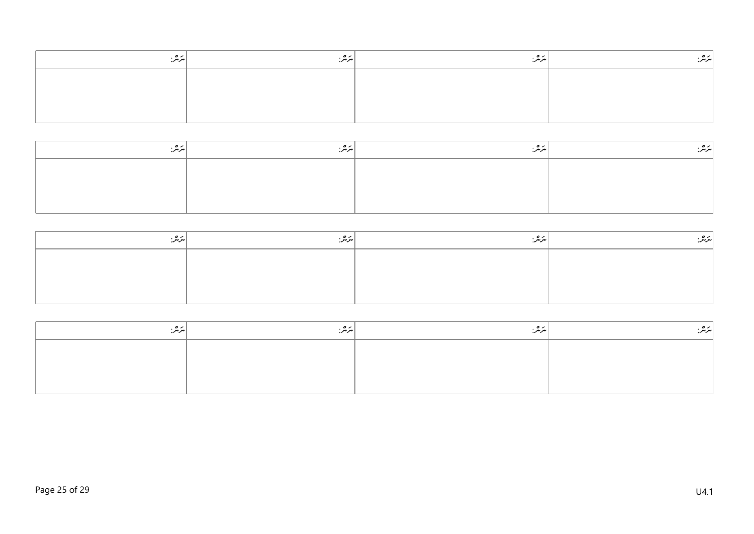| ނަންބަރު: | ނަންބަރު: | ނަންބަރު: | ނަންބަރު: |
| --- | --- | --- | --- |
| | | | |

| ނަންބަރު: | ނަންބަރު: | ނަންބަރު: | ނަންބަރު: |
| --- | --- | --- | --- |
| | | | |

| ނަންބަރު: | ނަންބަރު: | ނަންބަރު: | ނަންބަރު: |
| --- | --- | --- | --- |
| | | | |

| ނަންބަރު: | ނަންބަރު: | ނަންބަރު: | ނަންބަރު: |
| --- | --- | --- | --- |
| | | | |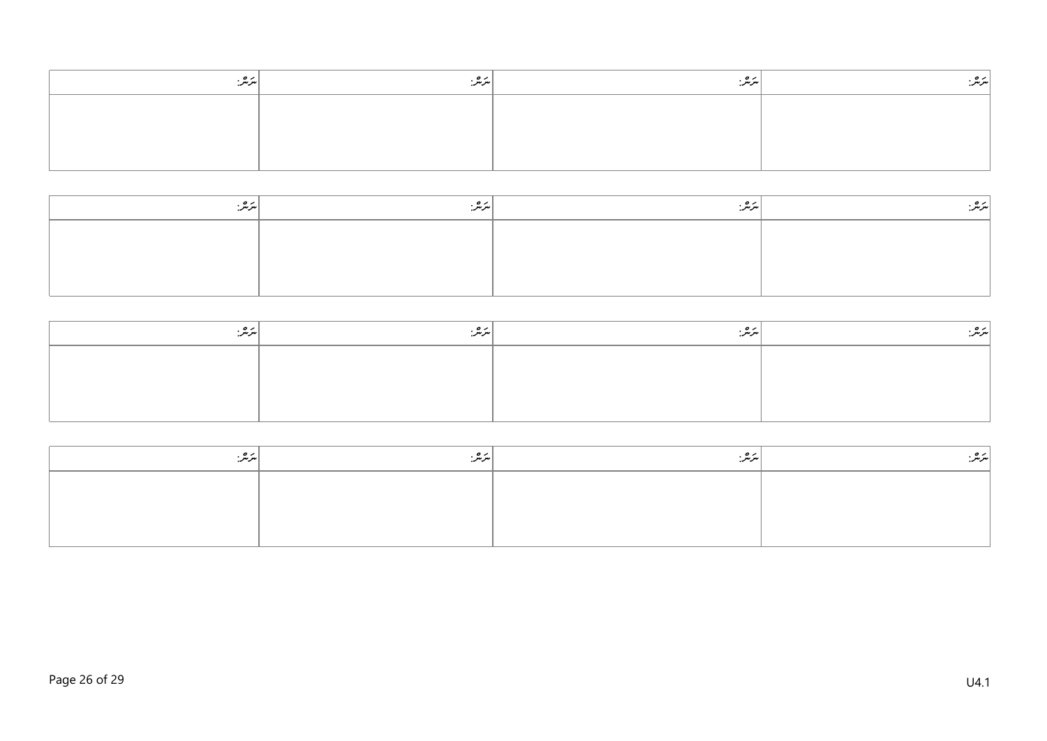| ނަރަދ: | ނަރަދ: | ނަރަދ: | ނަރަދ: |
| --- | --- | --- | --- |
| | | | |

| ނަރަދ: | ނަރަދ: | ނަރަދ: | ނަރަދ: |
| --- | --- | --- | --- |
| | | | |

| ނަރަދ: | ނަރަދ: | ނަރަދ: | ނަރަދ: |
| --- | --- | --- | --- |
| | | | |

| ނަރަދ: | ނަރަދ: | ނަރަދ: | ނަރަދ: |
| --- | --- | --- | --- |
| | | | |

U4.1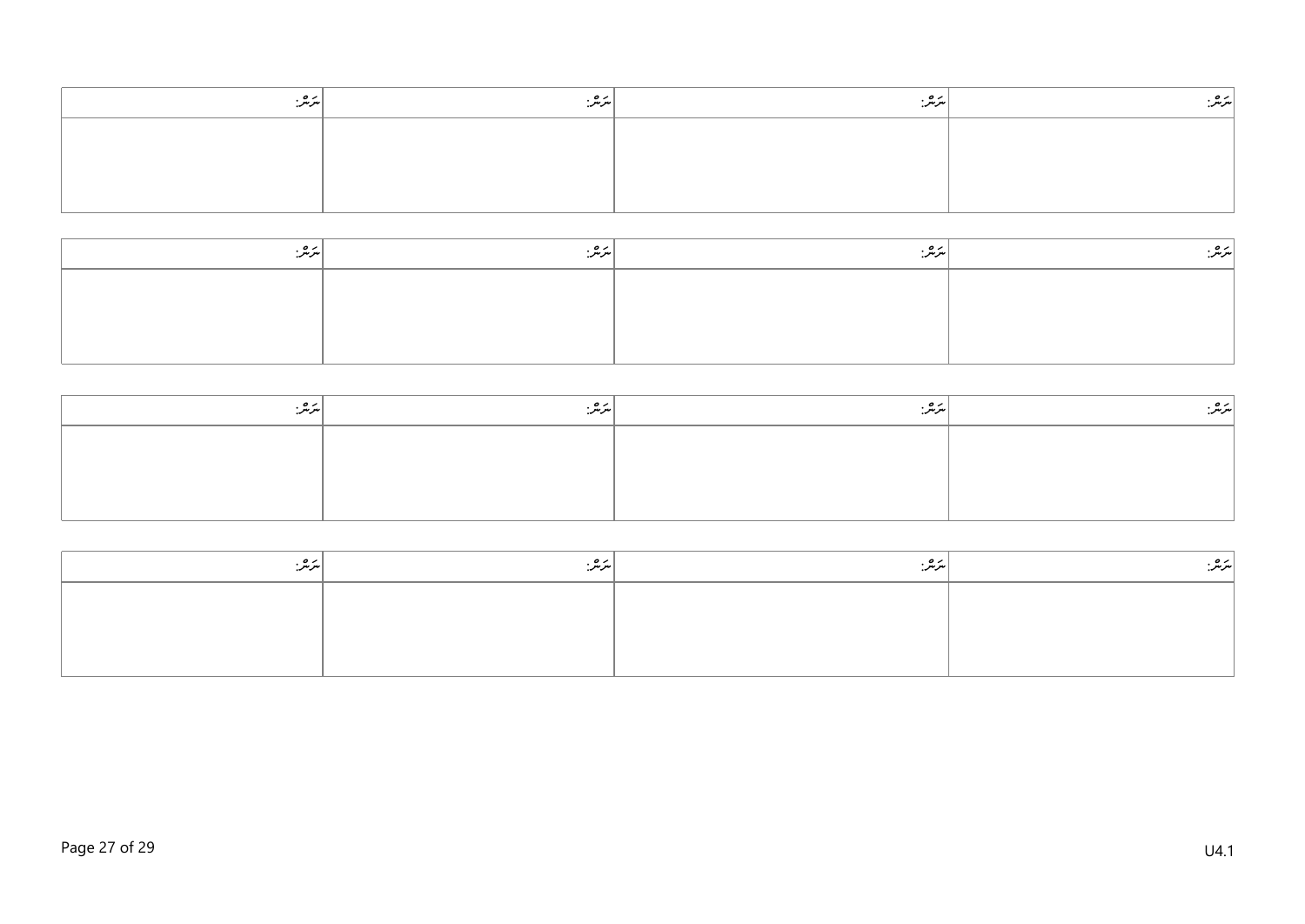| ނަރަށް: | ނަރަށް: | ނަރަށް: | ނަރަށް: |
| --- | --- | --- | --- |
| | | | |

| ނަރަށް: | ނަރަށް: | ނަރަށް: | ނަރަށް: |
| --- | --- | --- | --- |
| | | | |

| ނަރަށް: | ނަރަށް: | ނަރަށް: | ނަރަށް: |
| --- | --- | --- | --- |
| | | | |

| ނަރަށް: | ނަރަށް: | ނަރަށް: | ނަރަށް: |
| --- | --- | --- | --- |
| | | | |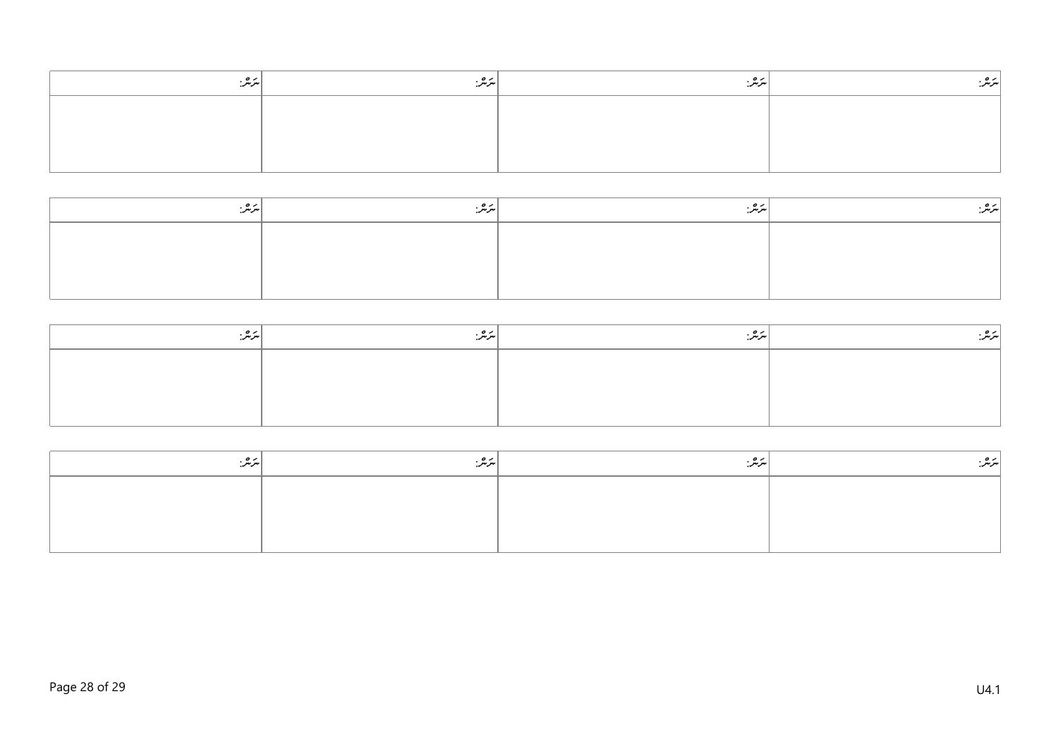| ނަރަނ: | ނަރަނ: | ނަރަނ: | ނަރަނ: |
|---|---|---|---|
| | | | |

| ނަރަނ: | ނަރަނ: | ނަރަނ: | ނަރަނ: |
|---|---|---|---|
| | | | |

| ނަރަނ: | ނަރަނ: | ނަރަނ: | ނަރަނ: |
|---|---|---|---|
| | | | |

| ނަރަނ: | ނަރަނ: | ނަރަނ: | ނަރަނ: |
|---|---|---|---|
| | | | |

U4.1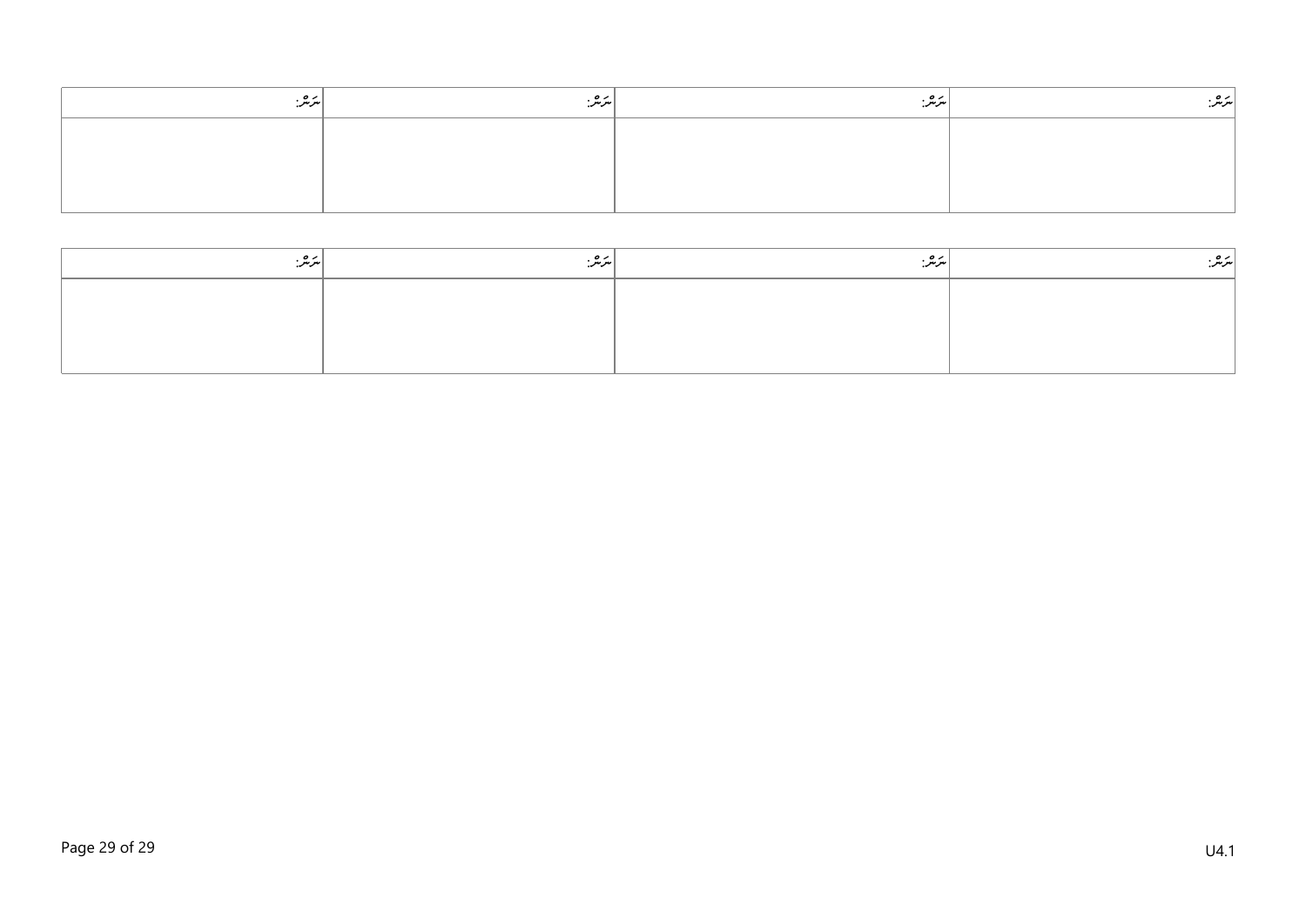| ނަރުދ: | ނަރުދ: | ނަރުދ: | ނަރުދ: |
| --- | --- | --- | --- |
| | | | |

| ނަރުދ: | ނަރުދ: | ނަރުދ: | ނަރުދ: |
| --- | --- | --- | --- |
| | | | |

U4.1